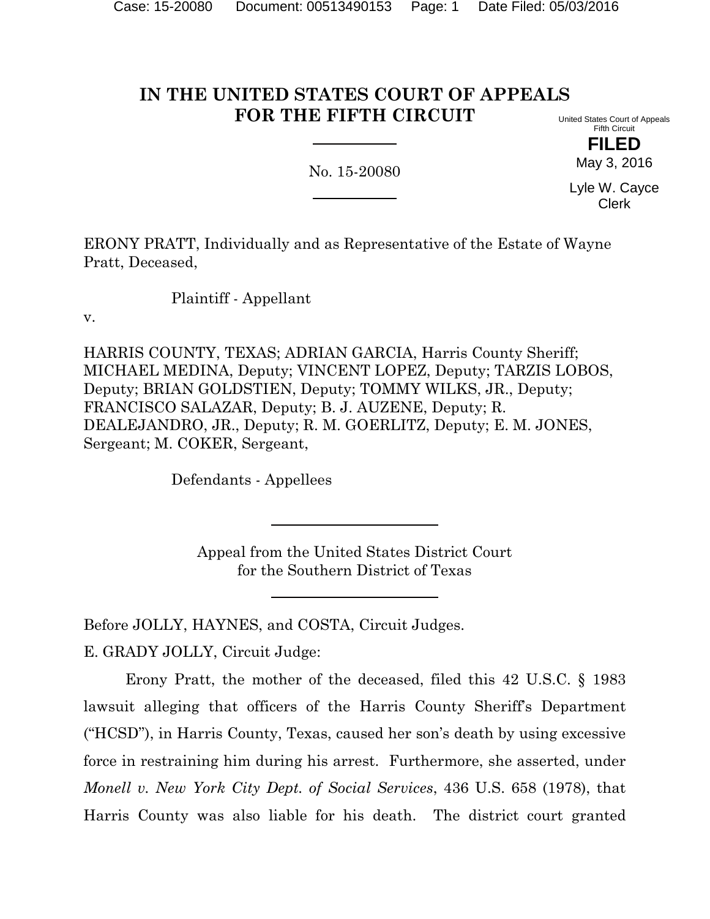# IN THE UNITED STATES COURT OF APPEALS FOR THE FIFTH CIRCUIT

United States Court of Appeals
Fifth Circuit

**FILED**

May 3, 2016

Lyle W. Cayce
Clerk

No. 15-20080

ERONY PRATT, Individually and as Representative of the Estate of Wayne Pratt, Deceased,

Plaintiff - Appellant

v.

HARRIS COUNTY, TEXAS; ADRIAN GARCIA, Harris County Sheriff; MICHAEL MEDINA, Deputy; VINCENT LOPEZ, Deputy; TARZIS LOBOS, Deputy; BRIAN GOLDSTIEN, Deputy; TOMMY WILKS, JR., Deputy; FRANCISCO SALAZAR, Deputy; B. J. AUZENE, Deputy; R. DEALEJANDRO, JR., Deputy; R. M. GOERLITZ, Deputy; E. M. JONES, Sergeant; M. COKER, Sergeant,

Defendants - Appellees

Appeal from the United States District Court
for the Southern District of Texas

Before JOLLY, HAYNES, and COSTA, Circuit Judges.

E. GRADY JOLLY, Circuit Judge:

Erony Pratt, the mother of the deceased, filed this 42 U.S.C. § 1983 lawsuit alleging that officers of the Harris County Sheriff's Department ("HCSD"), in Harris County, Texas, caused her son's death by using excessive force in restraining him during his arrest. Furthermore, she asserted, under *Monell v. New York City Dept. of Social Services*, 436 U.S. 658 (1978), that Harris County was also liable for his death. The district court granted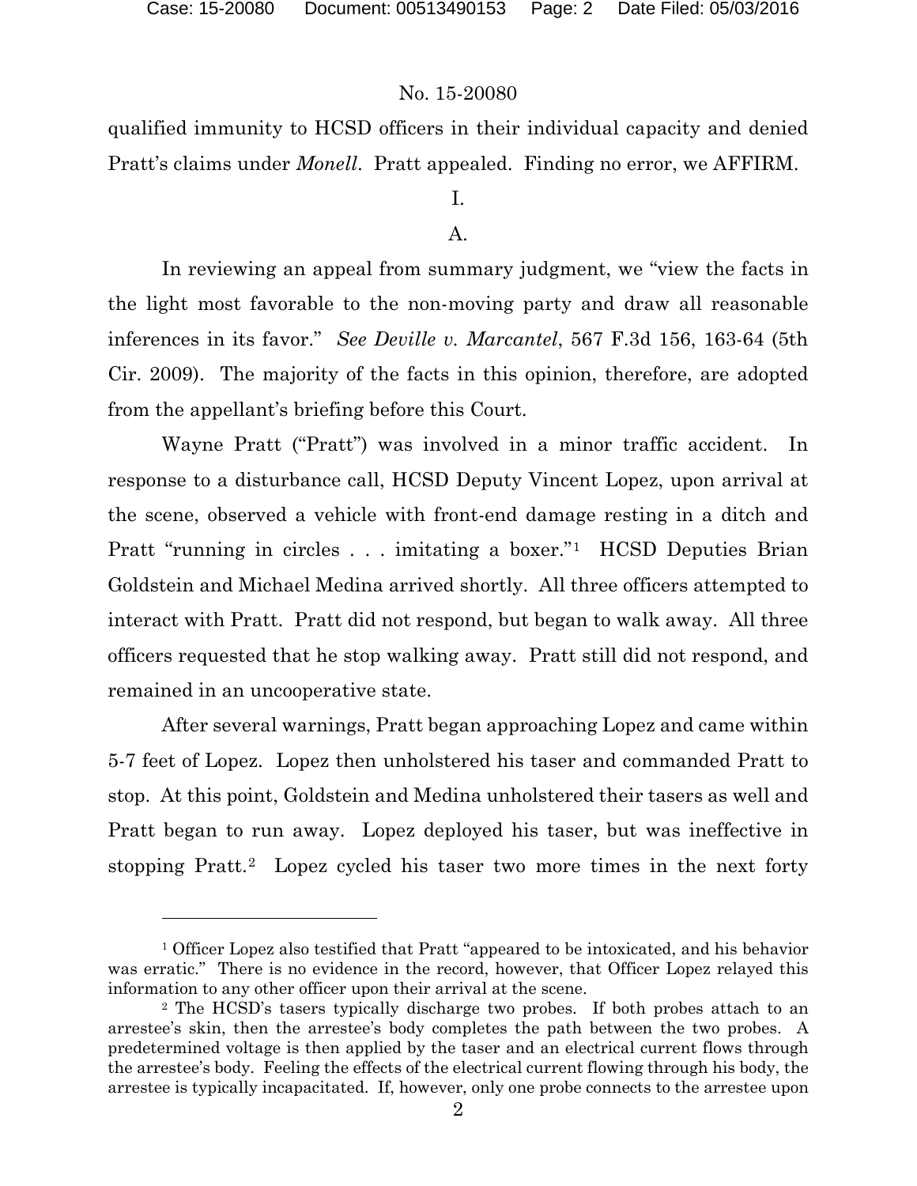qualified immunity to HCSD officers in their individual capacity and denied Pratt's claims under *Monell*. Pratt appealed. Finding no error, we AFFIRM.

I.

A.

In reviewing an appeal from summary judgment, we "view the facts in the light most favorable to the non-moving party and draw all reasonable inferences in its favor." *See Deville v. Marcantel*, 567 F.3d 156, 163-64 (5th Cir. 2009). The majority of the facts in this opinion, therefore, are adopted from the appellant's briefing before this Court.

Wayne Pratt ("Pratt") was involved in a minor traffic accident. In response to a disturbance call, HCSD Deputy Vincent Lopez, upon arrival at the scene, observed a vehicle with front-end damage resting in a ditch and Pratt "running in circles . . . imitating a boxer."[1] HCSD Deputies Brian Goldstein and Michael Medina arrived shortly. All three officers attempted to interact with Pratt. Pratt did not respond, but began to walk away. All three officers requested that he stop walking away. Pratt still did not respond, and remained in an uncooperative state.

After several warnings, Pratt began approaching Lopez and came within 5-7 feet of Lopez. Lopez then unholstered his taser and commanded Pratt to stop. At this point, Goldstein and Medina unholstered their tasers as well and Pratt began to run away. Lopez deployed his taser, but was ineffective in stopping Pratt.[2] Lopez cycled his taser two more times in the next forty

---

[1] Officer Lopez also testified that Pratt "appeared to be intoxicated, and his behavior was erratic." There is no evidence in the record, however, that Officer Lopez relayed this information to any other officer upon their arrival at the scene.

[2] The HCSD's tasers typically discharge two probes. If both probes attach to an arrestee's skin, then the arrestee's body completes the path between the two probes. A predetermined voltage is then applied by the taser and an electrical current flows through the arrestee's body. Feeling the effects of the electrical current flowing through his body, the arrestee is typically incapacitated. If, however, only one probe connects to the arrestee upon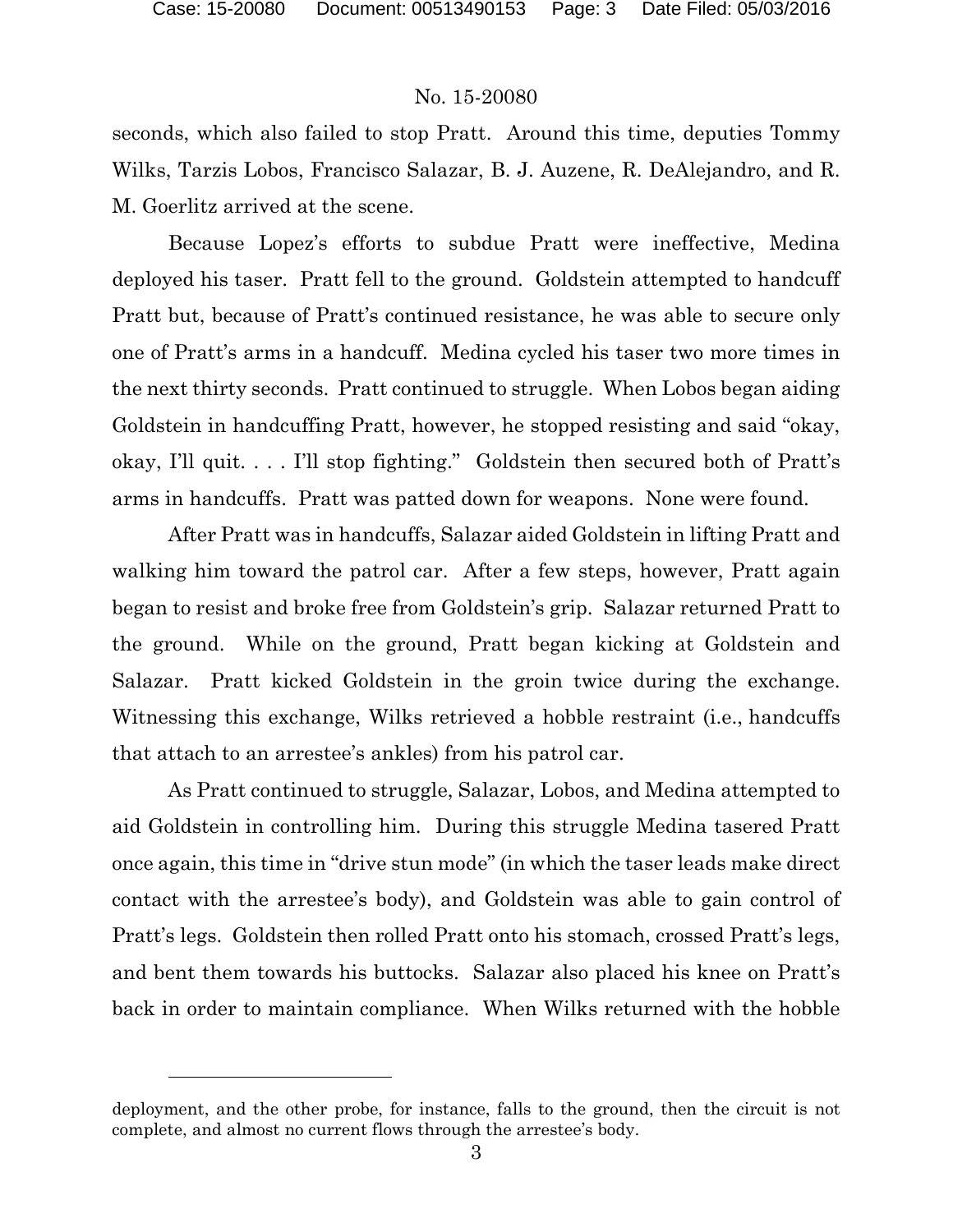seconds, which also failed to stop Pratt. Around this time, deputies Tommy Wilks, Tarzis Lobos, Francisco Salazar, B. J. Auzene, R. DeAlejandro, and R. M. Goerlitz arrived at the scene.

Because Lopez's efforts to subdue Pratt were ineffective, Medina deployed his taser. Pratt fell to the ground. Goldstein attempted to handcuff Pratt but, because of Pratt's continued resistance, he was able to secure only one of Pratt's arms in a handcuff. Medina cycled his taser two more times in the next thirty seconds. Pratt continued to struggle. When Lobos began aiding Goldstein in handcuffing Pratt, however, he stopped resisting and said "okay, okay, I'll quit. . . . I'll stop fighting." Goldstein then secured both of Pratt's arms in handcuffs. Pratt was patted down for weapons. None were found.

After Pratt was in handcuffs, Salazar aided Goldstein in lifting Pratt and walking him toward the patrol car. After a few steps, however, Pratt again began to resist and broke free from Goldstein's grip. Salazar returned Pratt to the ground. While on the ground, Pratt began kicking at Goldstein and Salazar. Pratt kicked Goldstein in the groin twice during the exchange. Witnessing this exchange, Wilks retrieved a hobble restraint (i.e., handcuffs that attach to an arrestee's ankles) from his patrol car.

As Pratt continued to struggle, Salazar, Lobos, and Medina attempted to aid Goldstein in controlling him. During this struggle Medina tasered Pratt once again, this time in "drive stun mode" (in which the taser leads make direct contact with the arrestee's body), and Goldstein was able to gain control of Pratt's legs. Goldstein then rolled Pratt onto his stomach, crossed Pratt's legs, and bent them towards his buttocks. Salazar also placed his knee on Pratt's back in order to maintain compliance. When Wilks returned with the hobble

---

deployment, and the other probe, for instance, falls to the ground, then the circuit is not complete, and almost no current flows through the arrestee's body.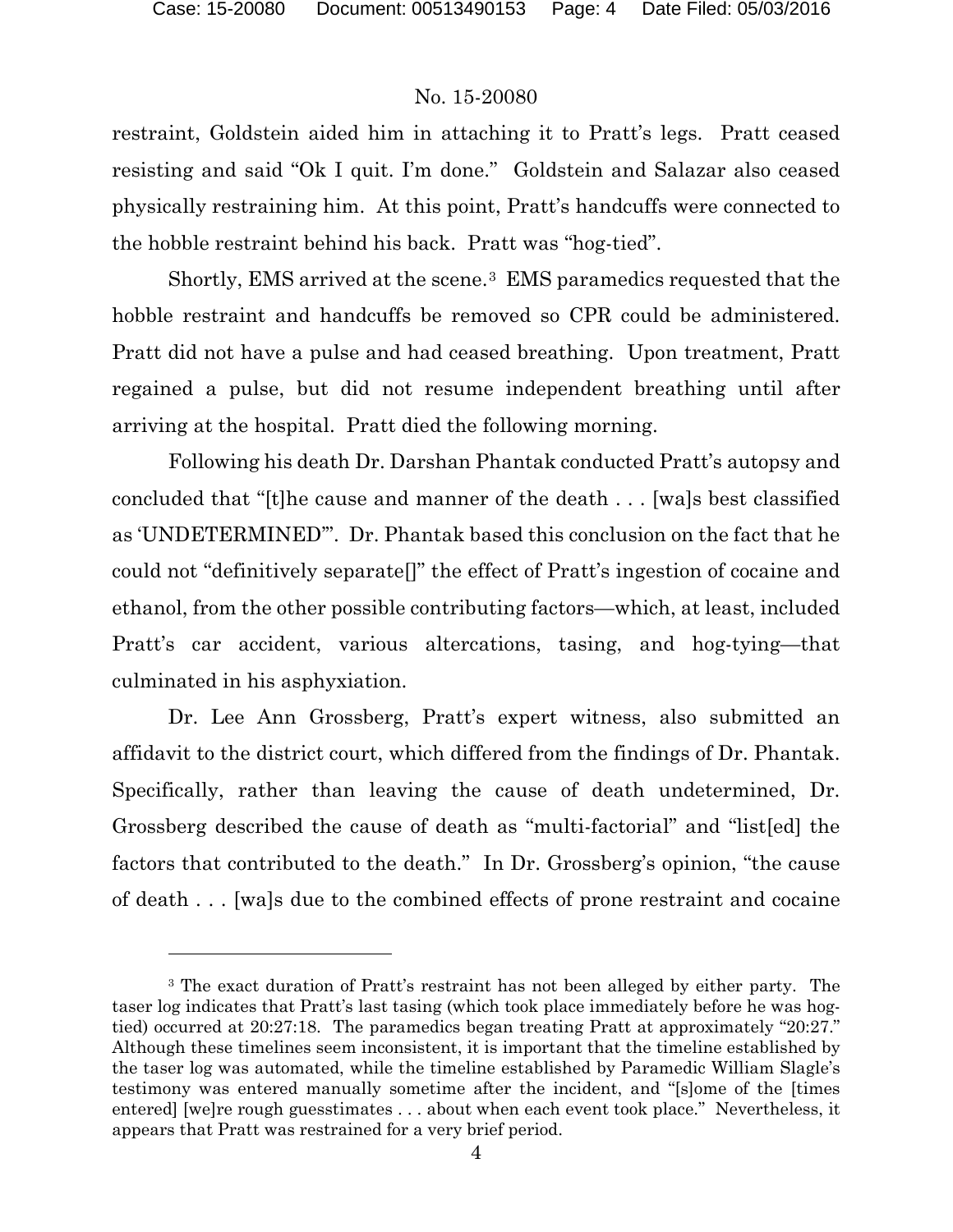restraint, Goldstein aided him in attaching it to Pratt's legs. Pratt ceased resisting and said "Ok I quit. I'm done." Goldstein and Salazar also ceased physically restraining him. At this point, Pratt's handcuffs were connected to the hobble restraint behind his back. Pratt was "hog-tied".

Shortly, EMS arrived at the scene.[3] EMS paramedics requested that the hobble restraint and handcuffs be removed so CPR could be administered. Pratt did not have a pulse and had ceased breathing. Upon treatment, Pratt regained a pulse, but did not resume independent breathing until after arriving at the hospital. Pratt died the following morning.

Following his death Dr. Darshan Phantak conducted Pratt's autopsy and concluded that "[t]he cause and manner of the death . . . [wa]s best classified as 'UNDETERMINED'". Dr. Phantak based this conclusion on the fact that he could not "definitively separate[]" the effect of Pratt's ingestion of cocaine and ethanol, from the other possible contributing factors—which, at least, included Pratt's car accident, various altercations, tasing, and hog-tying—that culminated in his asphyxiation.

Dr. Lee Ann Grossberg, Pratt's expert witness, also submitted an affidavit to the district court, which differed from the findings of Dr. Phantak. Specifically, rather than leaving the cause of death undetermined, Dr. Grossberg described the cause of death as "multi-factorial" and "list[ed] the factors that contributed to the death." In Dr. Grossberg's opinion, "the cause of death . . . [wa]s due to the combined effects of prone restraint and cocaine

[3] The exact duration of Pratt's restraint has not been alleged by either party. The taser log indicates that Pratt's last tasing (which took place immediately before he was hog-tied) occurred at 20:27:18. The paramedics began treating Pratt at approximately "20:27." Although these timelines seem inconsistent, it is important that the timeline established by the taser log was automated, while the timeline established by Paramedic William Slagle's testimony was entered manually sometime after the incident, and "[s]ome of the [times entered] [we]re rough guesstimates . . . about when each event took place." Nevertheless, it appears that Pratt was restrained for a very brief period.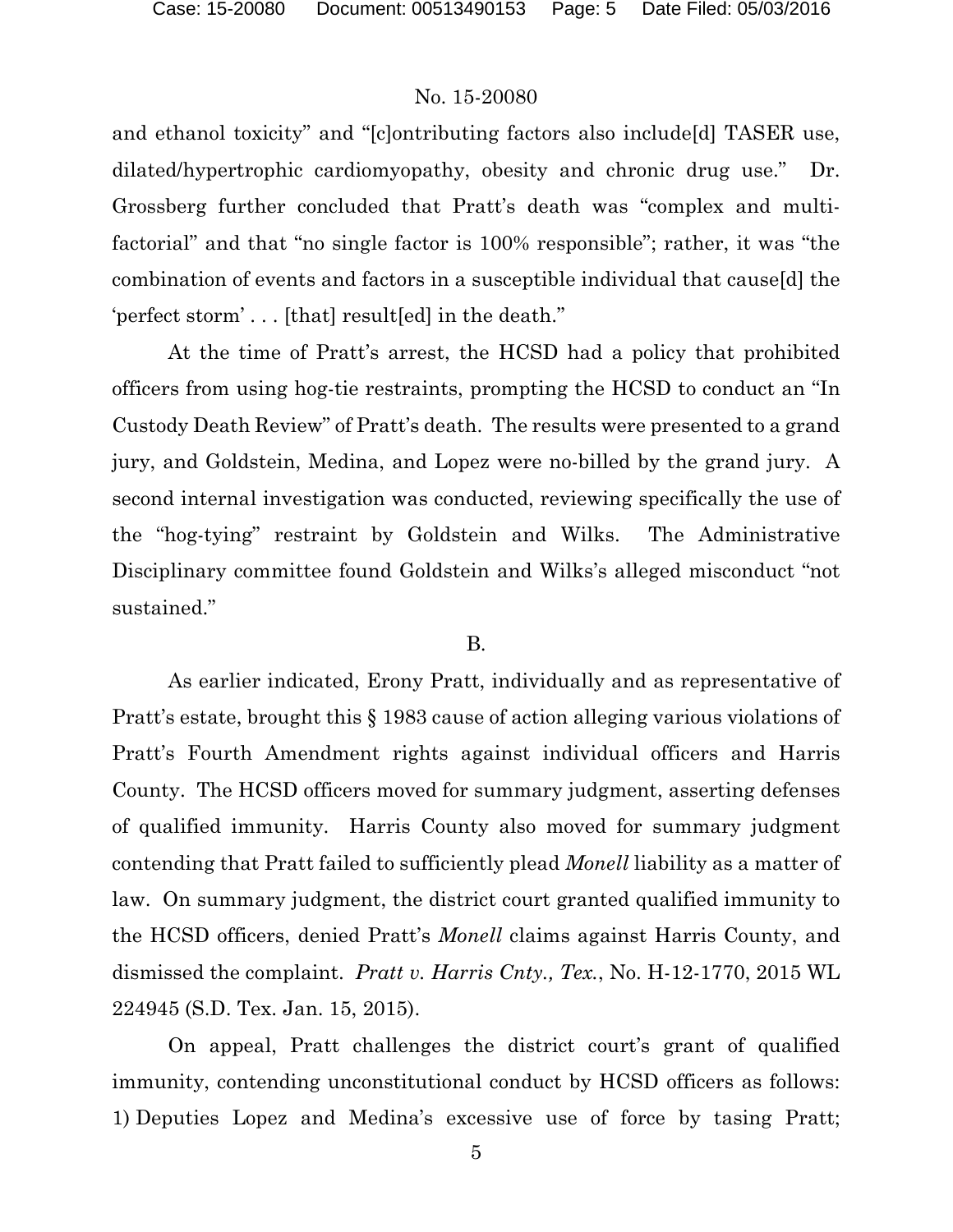and ethanol toxicity" and "[c]ontributing factors also include[d] TASER use, dilated/hypertrophic cardiomyopathy, obesity and chronic drug use." Dr. Grossberg further concluded that Pratt's death was "complex and multi-factorial" and that "no single factor is 100% responsible"; rather, it was "the combination of events and factors in a susceptible individual that cause[d] the 'perfect storm' . . . [that] result[ed] in the death."

At the time of Pratt's arrest, the HCSD had a policy that prohibited officers from using hog-tie restraints, prompting the HCSD to conduct an "In Custody Death Review" of Pratt's death. The results were presented to a grand jury, and Goldstein, Medina, and Lopez were no-billed by the grand jury. A second internal investigation was conducted, reviewing specifically the use of the "hog-tying" restraint by Goldstein and Wilks. The Administrative Disciplinary committee found Goldstein and Wilks's alleged misconduct "not sustained."

B.

As earlier indicated, Erony Pratt, individually and as representative of Pratt's estate, brought this § 1983 cause of action alleging various violations of Pratt's Fourth Amendment rights against individual officers and Harris County. The HCSD officers moved for summary judgment, asserting defenses of qualified immunity. Harris County also moved for summary judgment contending that Pratt failed to sufficiently plead *Monell* liability as a matter of law. On summary judgment, the district court granted qualified immunity to the HCSD officers, denied Pratt's *Monell* claims against Harris County, and dismissed the complaint. *Pratt v. Harris Cnty., Tex.*, No. H-12-1770, 2015 WL 224945 (S.D. Tex. Jan. 15, 2015).

On appeal, Pratt challenges the district court's grant of qualified immunity, contending unconstitutional conduct by HCSD officers as follows: 1) Deputies Lopez and Medina's excessive use of force by tasing Pratt;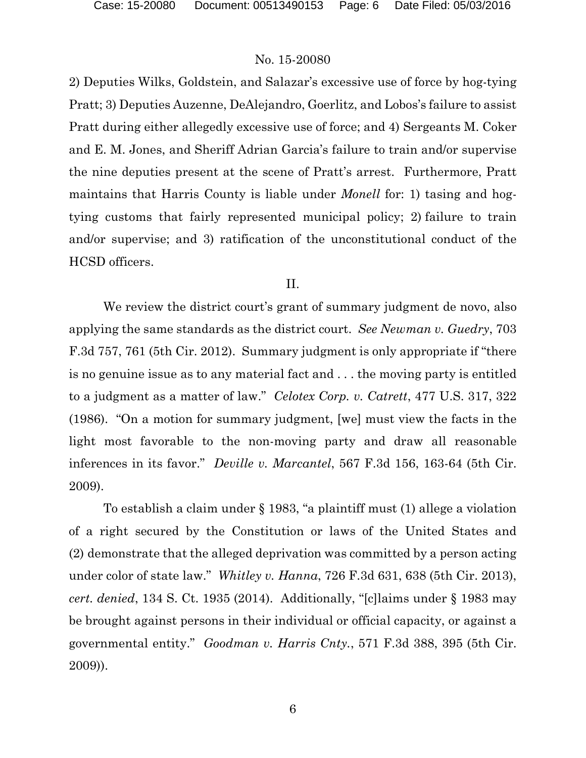2) Deputies Wilks, Goldstein, and Salazar's excessive use of force by hog-tying Pratt; 3) Deputies Auzenne, DeAlejandro, Goerlitz, and Lobos's failure to assist Pratt during either allegedly excessive use of force; and 4) Sergeants M. Coker and E. M. Jones, and Sheriff Adrian Garcia's failure to train and/or supervise the nine deputies present at the scene of Pratt's arrest. Furthermore, Pratt maintains that Harris County is liable under *Monell* for: 1) tasing and hog-tying customs that fairly represented municipal policy; 2) failure to train and/or supervise; and 3) ratification of the unconstitutional conduct of the HCSD officers.

## II.

We review the district court's grant of summary judgment de novo, also applying the same standards as the district court. *See Newman v. Guedry*, 703 F.3d 757, 761 (5th Cir. 2012). Summary judgment is only appropriate if "there is no genuine issue as to any material fact and . . . the moving party is entitled to a judgment as a matter of law." *Celotex Corp. v. Catrett*, 477 U.S. 317, 322 (1986). "On a motion for summary judgment, [we] must view the facts in the light most favorable to the non-moving party and draw all reasonable inferences in its favor." *Deville v. Marcantel*, 567 F.3d 156, 163-64 (5th Cir. 2009).

To establish a claim under § 1983, "a plaintiff must (1) allege a violation of a right secured by the Constitution or laws of the United States and (2) demonstrate that the alleged deprivation was committed by a person acting under color of state law." *Whitley v. Hanna*, 726 F.3d 631, 638 (5th Cir. 2013), *cert. denied*, 134 S. Ct. 1935 (2014). Additionally, "[c]laims under § 1983 may be brought against persons in their individual or official capacity, or against a governmental entity." *Goodman v. Harris Cnty.*, 571 F.3d 388, 395 (5th Cir. 2009)).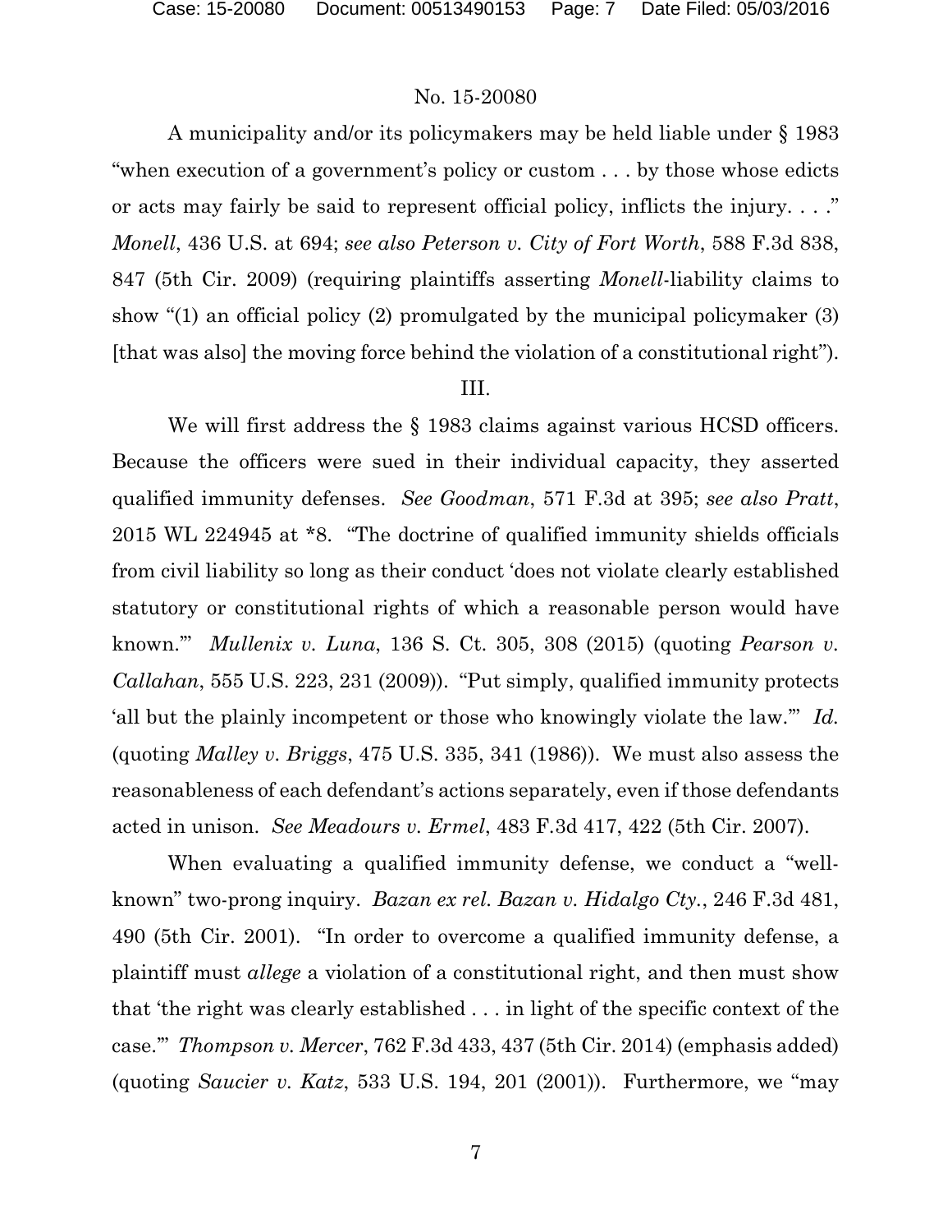A municipality and/or its policymakers may be held liable under § 1983 "when execution of a government's policy or custom . . . by those whose edicts or acts may fairly be said to represent official policy, inflicts the injury. . . ." *Monell*, 436 U.S. at 694; *see also Peterson v. City of Fort Worth*, 588 F.3d 838, 847 (5th Cir. 2009) (requiring plaintiffs asserting *Monell*-liability claims to show "(1) an official policy (2) promulgated by the municipal policymaker (3) [that was also] the moving force behind the violation of a constitutional right").

III.

We will first address the § 1983 claims against various HCSD officers. Because the officers were sued in their individual capacity, they asserted qualified immunity defenses. *See Goodman*, 571 F.3d at 395; *see also Pratt*, 2015 WL 224945 at *8. "The doctrine of qualified immunity shields officials from civil liability so long as their conduct 'does not violate clearly established statutory or constitutional rights of which a reasonable person would have known.'" *Mullenix v. Luna*, 136 S. Ct. 305, 308 (2015) (quoting *Pearson v. Callahan*, 555 U.S. 223, 231 (2009)). "Put simply, qualified immunity protects 'all but the plainly incompetent or those who knowingly violate the law.'" *Id.* (quoting *Malley v. Briggs*, 475 U.S. 335, 341 (1986)). We must also assess the reasonableness of each defendant's actions separately, even if those defendants acted in unison. *See Meadours v. Ermel*, 483 F.3d 417, 422 (5th Cir. 2007).

When evaluating a qualified immunity defense, we conduct a "well-known" two-prong inquiry. *Bazan ex rel. Bazan v. Hidalgo Cty.*, 246 F.3d 481, 490 (5th Cir. 2001). "In order to overcome a qualified immunity defense, a plaintiff must *allege* a violation of a constitutional right, and then must show that 'the right was clearly established . . . in light of the specific context of the case.'" *Thompson v. Mercer*, 762 F.3d 433, 437 (5th Cir. 2014) (emphasis added) (quoting *Saucier v. Katz*, 533 U.S. 194, 201 (2001)). Furthermore, we "may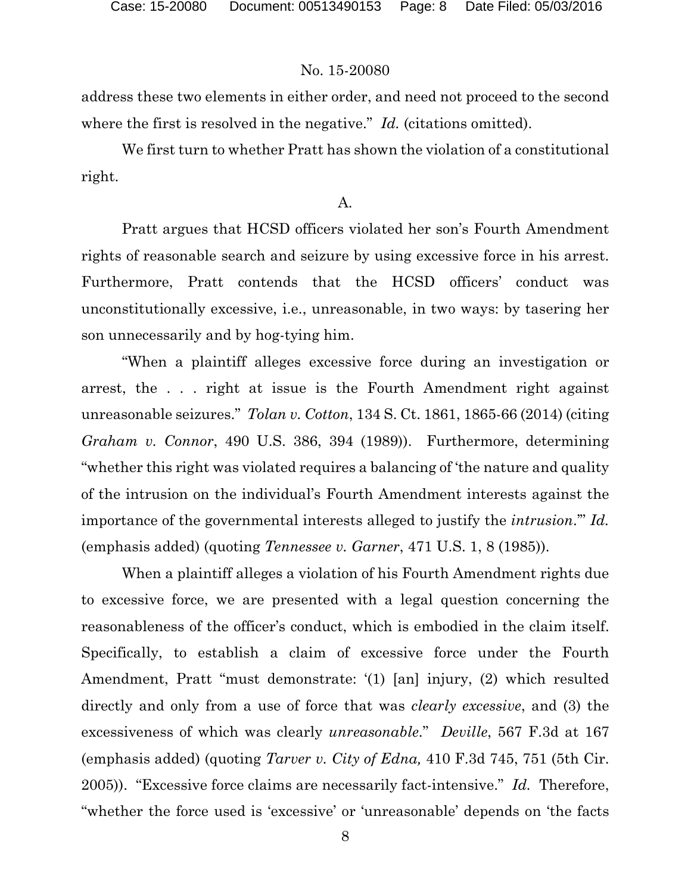address these two elements in either order, and need not proceed to the second where the first is resolved in the negative." *Id.* (citations omitted).

We first turn to whether Pratt has shown the violation of a constitutional right.

A.

Pratt argues that HCSD officers violated her son's Fourth Amendment rights of reasonable search and seizure by using excessive force in his arrest. Furthermore, Pratt contends that the HCSD officers' conduct was unconstitutionally excessive, i.e., unreasonable, in two ways: by tasering her son unnecessarily and by hog-tying him.

"When a plaintiff alleges excessive force during an investigation or arrest, the . . . right at issue is the Fourth Amendment right against unreasonable seizures." *Tolan v. Cotton*, 134 S. Ct. 1861, 1865-66 (2014) (citing *Graham v. Connor*, 490 U.S. 386, 394 (1989)). Furthermore, determining "whether this right was violated requires a balancing of 'the nature and quality of the intrusion on the individual's Fourth Amendment interests against the importance of the governmental interests alleged to justify the *intrusion*.'" *Id.* (emphasis added) (quoting *Tennessee v. Garner*, 471 U.S. 1, 8 (1985)).

When a plaintiff alleges a violation of his Fourth Amendment rights due to excessive force, we are presented with a legal question concerning the reasonableness of the officer's conduct, which is embodied in the claim itself. Specifically, to establish a claim of excessive force under the Fourth Amendment, Pratt "must demonstrate: '(1) [an] injury, (2) which resulted directly and only from a use of force that was *clearly excessive*, and (3) the excessiveness of which was clearly *unreasonable*." *Deville*, 567 F.3d at 167 (emphasis added) (quoting *Tarver v. City of Edna,* 410 F.3d 745, 751 (5th Cir. 2005)). "Excessive force claims are necessarily fact-intensive." *Id.* Therefore, "whether the force used is 'excessive' or 'unreasonable' depends on 'the facts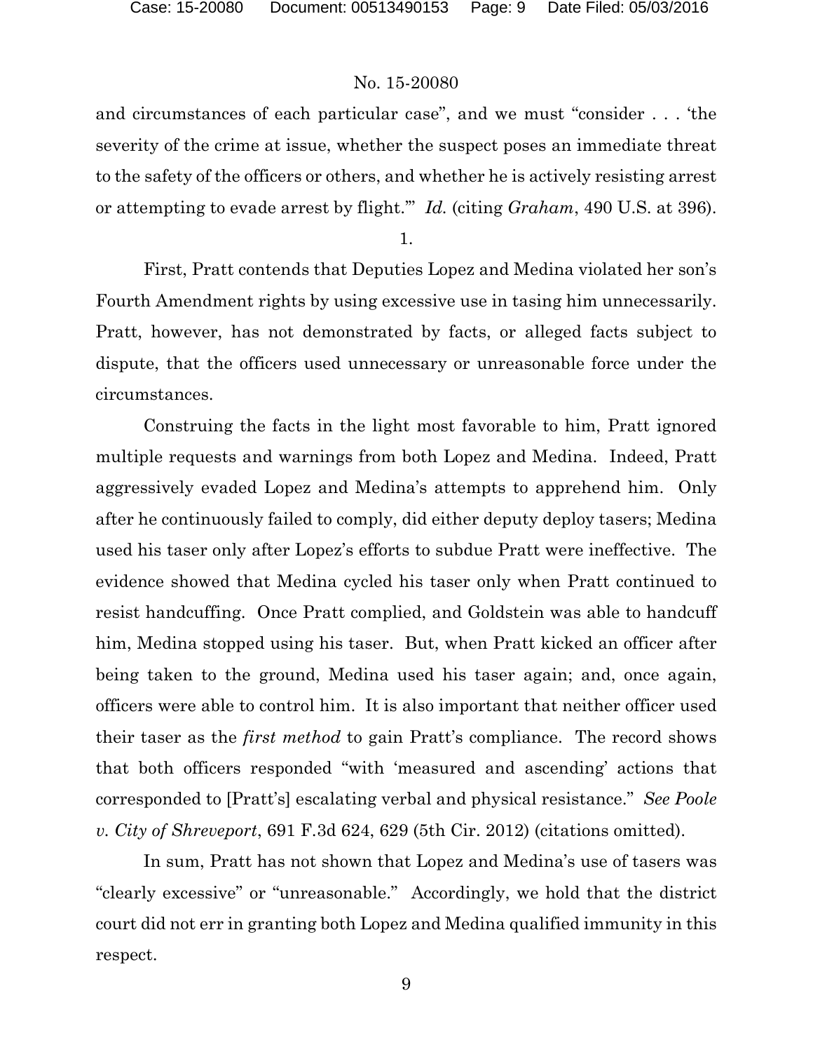and circumstances of each particular case", and we must "consider . . . 'the severity of the crime at issue, whether the suspect poses an immediate threat to the safety of the officers or others, and whether he is actively resisting arrest or attempting to evade arrest by flight.'" *Id.* (citing *Graham*, 490 U.S. at 396).

1.

First, Pratt contends that Deputies Lopez and Medina violated her son's Fourth Amendment rights by using excessive use in tasing him unnecessarily. Pratt, however, has not demonstrated by facts, or alleged facts subject to dispute, that the officers used unnecessary or unreasonable force under the circumstances.

Construing the facts in the light most favorable to him, Pratt ignored multiple requests and warnings from both Lopez and Medina. Indeed, Pratt aggressively evaded Lopez and Medina's attempts to apprehend him. Only after he continuously failed to comply, did either deputy deploy tasers; Medina used his taser only after Lopez's efforts to subdue Pratt were ineffective. The evidence showed that Medina cycled his taser only when Pratt continued to resist handcuffing. Once Pratt complied, and Goldstein was able to handcuff him, Medina stopped using his taser. But, when Pratt kicked an officer after being taken to the ground, Medina used his taser again; and, once again, officers were able to control him. It is also important that neither officer used their taser as the *first method* to gain Pratt's compliance. The record shows that both officers responded "with 'measured and ascending' actions that corresponded to [Pratt's] escalating verbal and physical resistance." *See Poole v. City of Shreveport*, 691 F.3d 624, 629 (5th Cir. 2012) (citations omitted).

In sum, Pratt has not shown that Lopez and Medina's use of tasers was "clearly excessive" or "unreasonable." Accordingly, we hold that the district court did not err in granting both Lopez and Medina qualified immunity in this respect.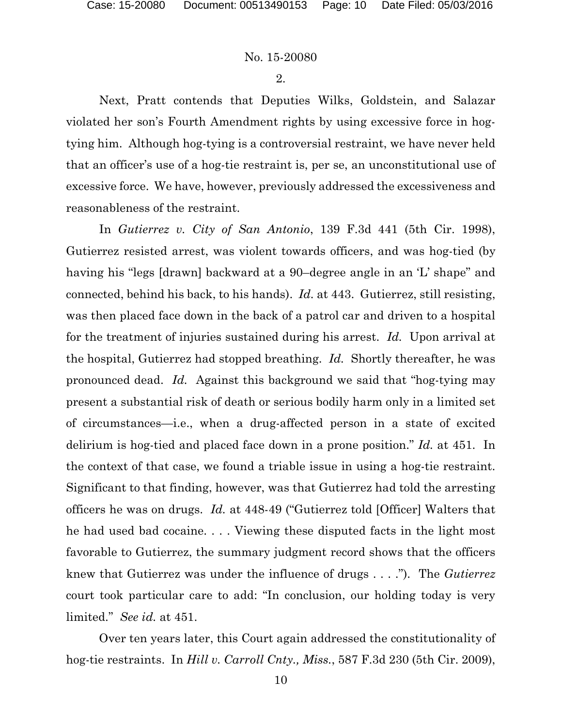2.

Next, Pratt contends that Deputies Wilks, Goldstein, and Salazar violated her son's Fourth Amendment rights by using excessive force in hog-tying him. Although hog-tying is a controversial restraint, we have never held that an officer's use of a hog-tie restraint is, per se, an unconstitutional use of excessive force. We have, however, previously addressed the excessiveness and reasonableness of the restraint.

In *Gutierrez v. City of San Antonio*, 139 F.3d 441 (5th Cir. 1998), Gutierrez resisted arrest, was violent towards officers, and was hog-tied (by having his "legs [drawn] backward at a 90–degree angle in an 'L' shape" and connected, behind his back, to his hands). *Id.* at 443. Gutierrez, still resisting, was then placed face down in the back of a patrol car and driven to a hospital for the treatment of injuries sustained during his arrest. *Id.* Upon arrival at the hospital, Gutierrez had stopped breathing. *Id.* Shortly thereafter, he was pronounced dead. *Id.* Against this background we said that "hog-tying may present a substantial risk of death or serious bodily harm only in a limited set of circumstances—i.e., when a drug-affected person in a state of excited delirium is hog-tied and placed face down in a prone position." *Id.* at 451. In the context of that case, we found a triable issue in using a hog-tie restraint. Significant to that finding, however, was that Gutierrez had told the arresting officers he was on drugs. *Id.* at 448-49 ("Gutierrez told [Officer] Walters that he had used bad cocaine. . . . Viewing these disputed facts in the light most favorable to Gutierrez, the summary judgment record shows that the officers knew that Gutierrez was under the influence of drugs . . . ."). The *Gutierrez* court took particular care to add: "In conclusion, our holding today is very limited." *See id.* at 451.

Over ten years later, this Court again addressed the constitutionality of hog-tie restraints. In *Hill v. Carroll Cnty., Miss.*, 587 F.3d 230 (5th Cir. 2009),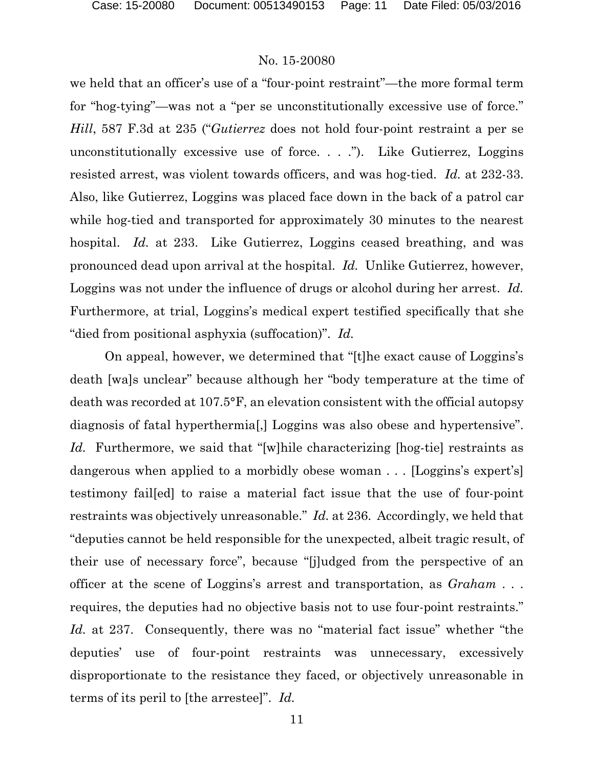we held that an officer's use of a "four-point restraint"—the more formal term for "hog-tying"—was not a "per se unconstitutionally excessive use of force." *Hill*, 587 F.3d at 235 ("*Gutierrez* does not hold four-point restraint a per se unconstitutionally excessive use of force. . . ."). Like Gutierrez, Loggins resisted arrest, was violent towards officers, and was hog-tied. *Id.* at 232-33. Also, like Gutierrez, Loggins was placed face down in the back of a patrol car while hog-tied and transported for approximately 30 minutes to the nearest hospital. *Id.* at 233. Like Gutierrez, Loggins ceased breathing, and was pronounced dead upon arrival at the hospital. *Id.* Unlike Gutierrez, however, Loggins was not under the influence of drugs or alcohol during her arrest. *Id.* Furthermore, at trial, Loggins's medical expert testified specifically that she "died from positional asphyxia (suffocation)". *Id.*

On appeal, however, we determined that "[t]he exact cause of Loggins's death [wa]s unclear" because although her "body temperature at the time of death was recorded at 107.5°F, an elevation consistent with the official autopsy diagnosis of fatal hyperthermia[,] Loggins was also obese and hypertensive". *Id.* Furthermore, we said that "[w]hile characterizing [hog-tie] restraints as dangerous when applied to a morbidly obese woman . . . [Loggins's expert's] testimony fail[ed] to raise a material fact issue that the use of four-point restraints was objectively unreasonable." *Id.* at 236. Accordingly, we held that "deputies cannot be held responsible for the unexpected, albeit tragic result, of their use of necessary force", because "[j]udged from the perspective of an officer at the scene of Loggins's arrest and transportation, as *Graham* . . . requires, the deputies had no objective basis not to use four-point restraints." *Id.* at 237. Consequently, there was no "material fact issue" whether "the deputies' use of four-point restraints was unnecessary, excessively disproportionate to the resistance they faced, or objectively unreasonable in terms of its peril to [the arrestee]". *Id.*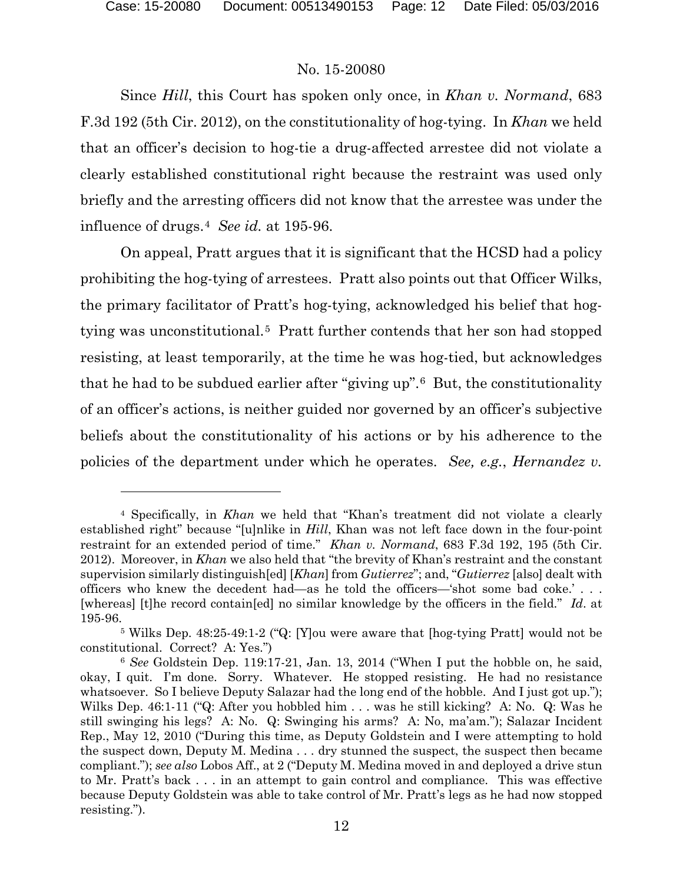Since *Hill*, this Court has spoken only once, in *Khan v. Normand*, 683 F.3d 192 (5th Cir. 2012), on the constitutionality of hog-tying. In *Khan* we held that an officer's decision to hog-tie a drug-affected arrestee did not violate a clearly established constitutional right because the restraint was used only briefly and the arresting officers did not know that the arrestee was under the influence of drugs.[4] *See id.* at 195-96.

On appeal, Pratt argues that it is significant that the HCSD had a policy prohibiting the hog-tying of arrestees. Pratt also points out that Officer Wilks, the primary facilitator of Pratt's hog-tying, acknowledged his belief that hog-tying was unconstitutional.[5] Pratt further contends that her son had stopped resisting, at least temporarily, at the time he was hog-tied, but acknowledges that he had to be subdued earlier after "giving up".[6] But, the constitutionality of an officer's actions, is neither guided nor governed by an officer's subjective beliefs about the constitutionality of his actions or by his adherence to the policies of the department under which he operates. *See, e.g.*, *Hernandez v.*

---

[4] Specifically, in *Khan* we held that "Khan's treatment did not violate a clearly established right" because "[u]nlike in *Hill*, Khan was not left face down in the four-point restraint for an extended period of time." *Khan v. Normand*, 683 F.3d 192, 195 (5th Cir. 2012). Moreover, in *Khan* we also held that "the brevity of Khan's restraint and the constant supervision similarly distinguish[ed] [*Khan*] from *Gutierrez*"; and, "*Gutierrez* [also] dealt with officers who knew the decedent had—as he told the officers—'shot some bad coke.' . . . [whereas] [t]he record contain[ed] no similar knowledge by the officers in the field." *Id.* at 195-96.

[5] Wilks Dep. 48:25-49:1-2 ("Q: [Y]ou were aware that [hog-tying Pratt] would not be constitutional. Correct? A: Yes.")

[6] *See* Goldstein Dep. 119:17-21, Jan. 13, 2014 ("When I put the hobble on, he said, okay, I quit. I'm done. Sorry. Whatever. He stopped resisting. He had no resistance whatsoever. So I believe Deputy Salazar had the long end of the hobble. And I just got up."); Wilks Dep. 46:1-11 ("Q: After you hobbled him . . . was he still kicking? A: No. Q: Was he still swinging his legs? A: No. Q: Swinging his arms? A: No, ma'am."); Salazar Incident Rep., May 12, 2010 ("During this time, as Deputy Goldstein and I were attempting to hold the suspect down, Deputy M. Medina . . . dry stunned the suspect, the suspect then became compliant."); *see also* Lobos Aff., at 2 ("Deputy M. Medina moved in and deployed a drive stun to Mr. Pratt's back . . . in an attempt to gain control and compliance. This was effective because Deputy Goldstein was able to take control of Mr. Pratt's legs as he had now stopped resisting.").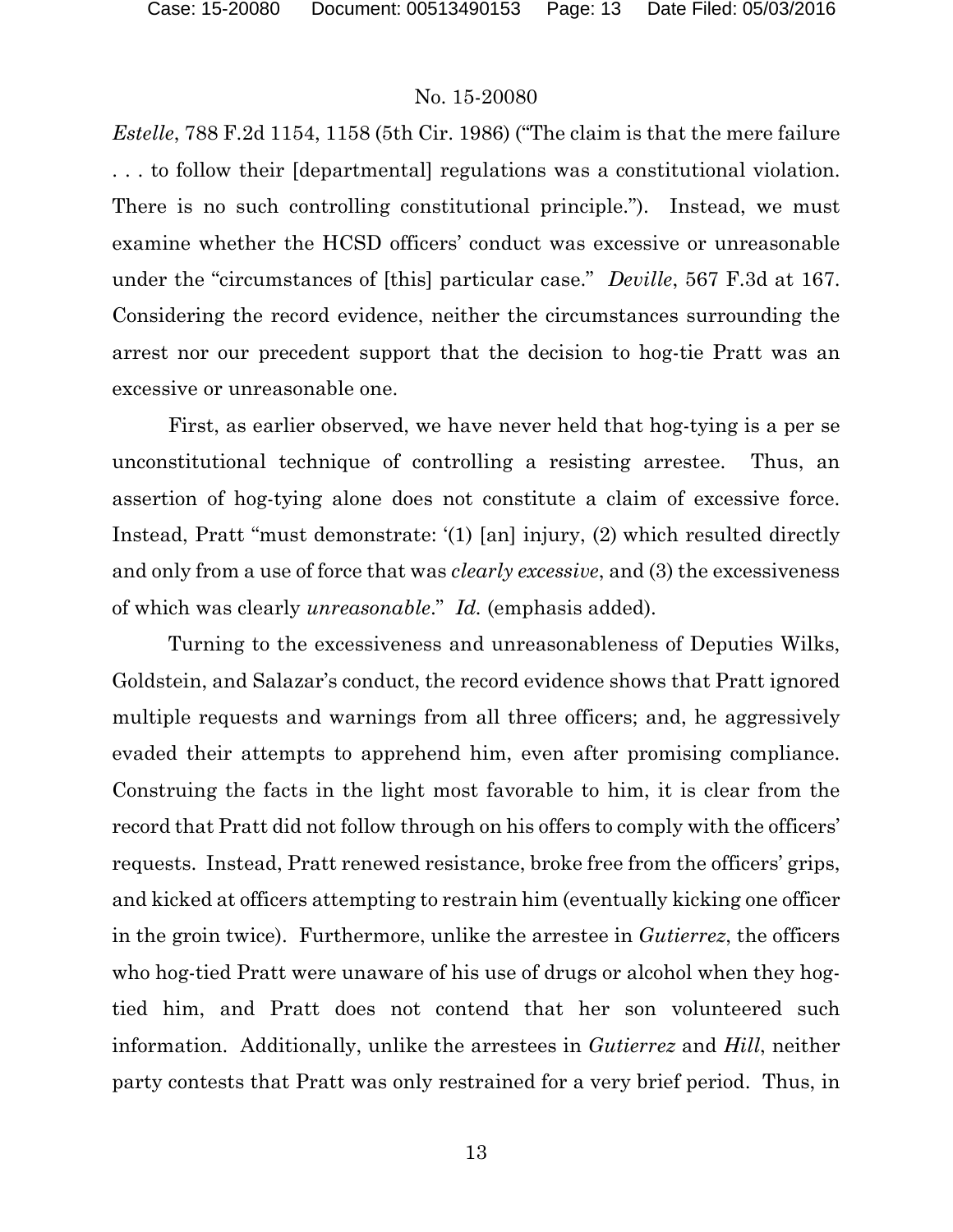*Estelle*, 788 F.2d 1154, 1158 (5th Cir. 1986) ("The claim is that the mere failure . . . to follow their [departmental] regulations was a constitutional violation. There is no such controlling constitutional principle."). Instead, we must examine whether the HCSD officers' conduct was excessive or unreasonable under the "circumstances of [this] particular case." *Deville*, 567 F.3d at 167. Considering the record evidence, neither the circumstances surrounding the arrest nor our precedent support that the decision to hog-tie Pratt was an excessive or unreasonable one.

First, as earlier observed, we have never held that hog-tying is a per se unconstitutional technique of controlling a resisting arrestee. Thus, an assertion of hog-tying alone does not constitute a claim of excessive force. Instead, Pratt "must demonstrate: '(1) [an] injury, (2) which resulted directly and only from a use of force that was *clearly excessive*, and (3) the excessiveness of which was clearly *unreasonable*." *Id.* (emphasis added).

Turning to the excessiveness and unreasonableness of Deputies Wilks, Goldstein, and Salazar's conduct, the record evidence shows that Pratt ignored multiple requests and warnings from all three officers; and, he aggressively evaded their attempts to apprehend him, even after promising compliance. Construing the facts in the light most favorable to him, it is clear from the record that Pratt did not follow through on his offers to comply with the officers' requests. Instead, Pratt renewed resistance, broke free from the officers' grips, and kicked at officers attempting to restrain him (eventually kicking one officer in the groin twice). Furthermore, unlike the arrestee in *Gutierrez*, the officers who hog-tied Pratt were unaware of his use of drugs or alcohol when they hog-tied him, and Pratt does not contend that her son volunteered such information. Additionally, unlike the arrestees in *Gutierrez* and *Hill*, neither party contests that Pratt was only restrained for a very brief period. Thus, in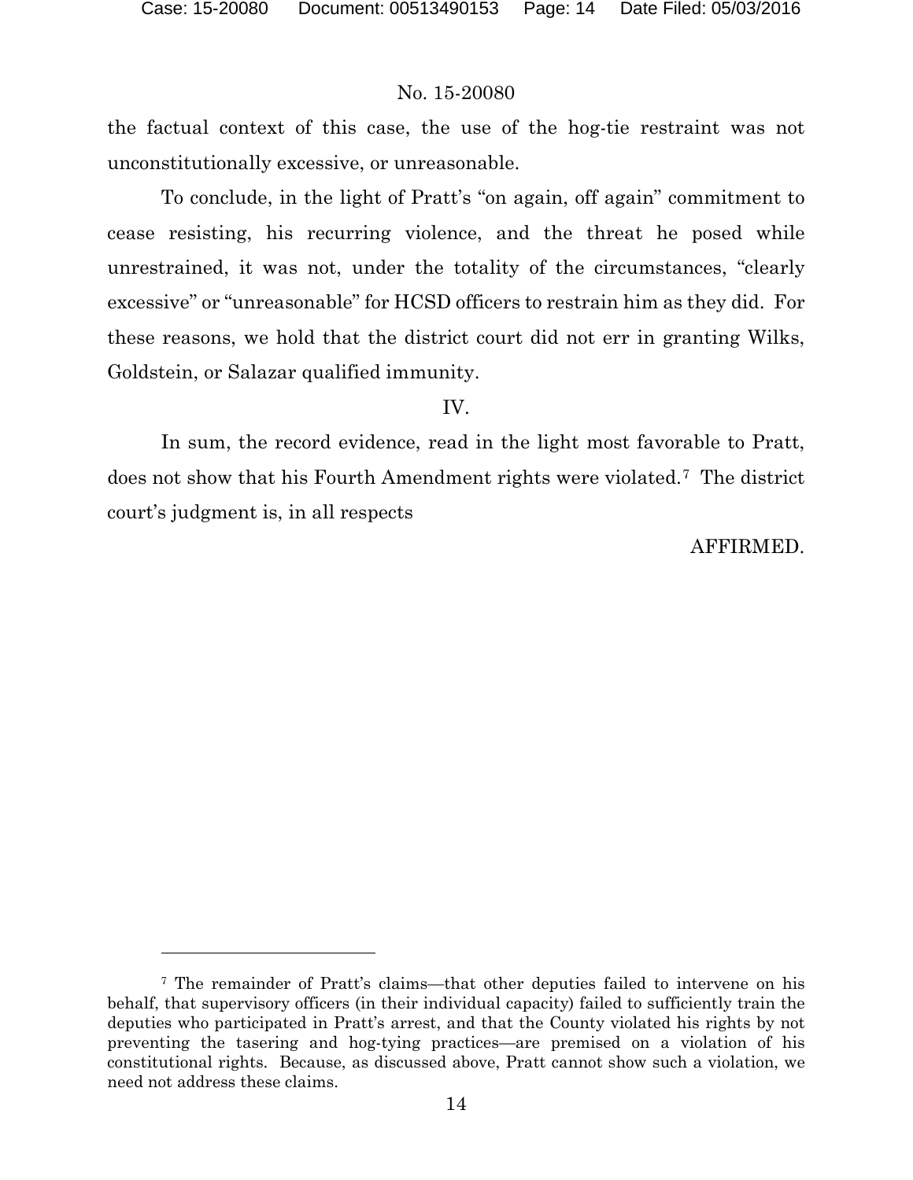the factual context of this case, the use of the hog-tie restraint was not unconstitutionally excessive, or unreasonable.

To conclude, in the light of Pratt's "on again, off again" commitment to cease resisting, his recurring violence, and the threat he posed while unrestrained, it was not, under the totality of the circumstances, "clearly excessive" or "unreasonable" for HCSD officers to restrain him as they did. For these reasons, we hold that the district court did not err in granting Wilks, Goldstein, or Salazar qualified immunity.

## IV.

In sum, the record evidence, read in the light most favorable to Pratt, does not show that his Fourth Amendment rights were violated.[7] The district court's judgment is, in all respects

AFFIRMED.

---

[7] The remainder of Pratt's claims—that other deputies failed to intervene on his behalf, that supervisory officers (in their individual capacity) failed to sufficiently train the deputies who participated in Pratt's arrest, and that the County violated his rights by not preventing the tasering and hog-tying practices—are premised on a violation of his constitutional rights. Because, as discussed above, Pratt cannot show such a violation, we need not address these claims.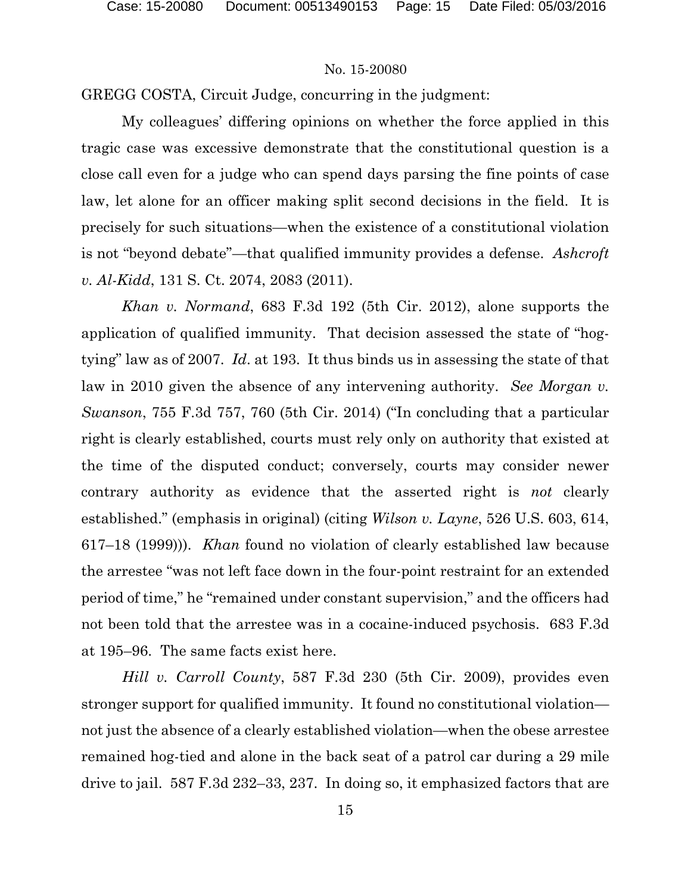GREGG COSTA, Circuit Judge, concurring in the judgment:

My colleagues' differing opinions on whether the force applied in this tragic case was excessive demonstrate that the constitutional question is a close call even for a judge who can spend days parsing the fine points of case law, let alone for an officer making split second decisions in the field. It is precisely for such situations—when the existence of a constitutional violation is not "beyond debate"—that qualified immunity provides a defense. *Ashcroft v. Al-Kidd*, 131 S. Ct. 2074, 2083 (2011).

*Khan v. Normand*, 683 F.3d 192 (5th Cir. 2012), alone supports the application of qualified immunity. That decision assessed the state of "hog-tying" law as of 2007. *Id*. at 193. It thus binds us in assessing the state of that law in 2010 given the absence of any intervening authority. *See Morgan v. Swanson*, 755 F.3d 757, 760 (5th Cir. 2014) ("In concluding that a particular right is clearly established, courts must rely only on authority that existed at the time of the disputed conduct; conversely, courts may consider newer contrary authority as evidence that the asserted right is *not* clearly established." (emphasis in original) (citing *Wilson v. Layne*, 526 U.S. 603, 614, 617–18 (1999))). *Khan* found no violation of clearly established law because the arrestee "was not left face down in the four-point restraint for an extended period of time," he "remained under constant supervision," and the officers had not been told that the arrestee was in a cocaine-induced psychosis. 683 F.3d at 195–96. The same facts exist here.

*Hill v. Carroll County*, 587 F.3d 230 (5th Cir. 2009), provides even stronger support for qualified immunity. It found no constitutional violation—not just the absence of a clearly established violation—when the obese arrestee remained hog-tied and alone in the back seat of a patrol car during a 29 mile drive to jail. 587 F.3d 232–33, 237. In doing so, it emphasized factors that are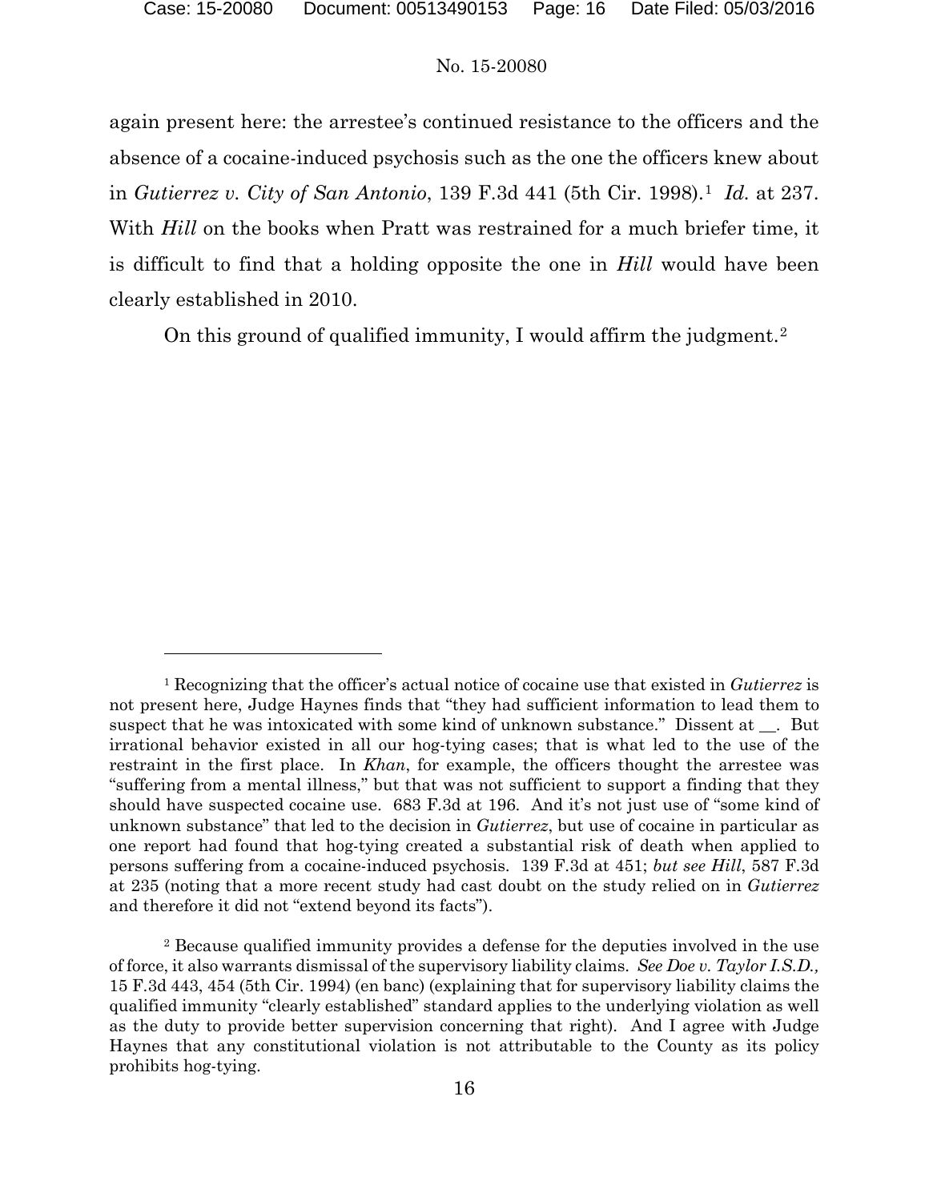again present here: the arrestee's continued resistance to the officers and the absence of a cocaine-induced psychosis such as the one the officers knew about in *Gutierrez v. City of San Antonio*, 139 F.3d 441 (5th Cir. 1998).[1] *Id.* at 237. With *Hill* on the books when Pratt was restrained for a much briefer time, it is difficult to find that a holding opposite the one in *Hill* would have been clearly established in 2010.

On this ground of qualified immunity, I would affirm the judgment.[2]

---

[1] Recognizing that the officer's actual notice of cocaine use that existed in *Gutierrez* is not present here, Judge Haynes finds that "they had sufficient information to lead them to suspect that he was intoxicated with some kind of unknown substance." Dissent at __. But irrational behavior existed in all our hog-tying cases; that is what led to the use of the restraint in the first place. In *Khan*, for example, the officers thought the arrestee was "suffering from a mental illness," but that was not sufficient to support a finding that they should have suspected cocaine use. 683 F.3d at 196. And it's not just use of "some kind of unknown substance" that led to the decision in *Gutierrez*, but use of cocaine in particular as one report had found that hog-tying created a substantial risk of death when applied to persons suffering from a cocaine-induced psychosis. 139 F.3d at 451; *but see Hill*, 587 F.3d at 235 (noting that a more recent study had cast doubt on the study relied on in *Gutierrez* and therefore it did not "extend beyond its facts").

[2] Because qualified immunity provides a defense for the deputies involved in the use of force, it also warrants dismissal of the supervisory liability claims. *See Doe v. Taylor I.S.D.,* 15 F.3d 443, 454 (5th Cir. 1994) (en banc) (explaining that for supervisory liability claims the qualified immunity "clearly established" standard applies to the underlying violation as well as the duty to provide better supervision concerning that right). And I agree with Judge Haynes that any constitutional violation is not attributable to the County as its policy prohibits hog-tying.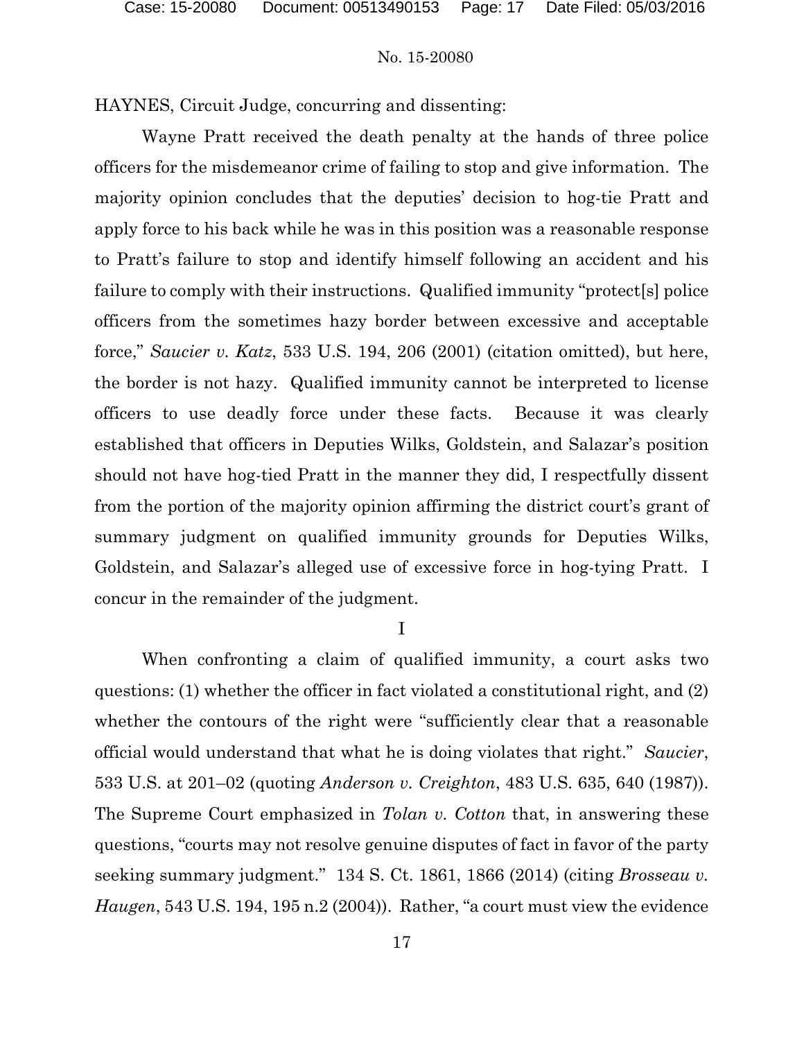HAYNES, Circuit Judge, concurring and dissenting:

Wayne Pratt received the death penalty at the hands of three police officers for the misdemeanor crime of failing to stop and give information. The majority opinion concludes that the deputies' decision to hog-tie Pratt and apply force to his back while he was in this position was a reasonable response to Pratt's failure to stop and identify himself following an accident and his failure to comply with their instructions. Qualified immunity "protect[s] police officers from the sometimes hazy border between excessive and acceptable force," *Saucier v. Katz*, 533 U.S. 194, 206 (2001) (citation omitted), but here, the border is not hazy. Qualified immunity cannot be interpreted to license officers to use deadly force under these facts. Because it was clearly established that officers in Deputies Wilks, Goldstein, and Salazar's position should not have hog-tied Pratt in the manner they did, I respectfully dissent from the portion of the majority opinion affirming the district court's grant of summary judgment on qualified immunity grounds for Deputies Wilks, Goldstein, and Salazar's alleged use of excessive force in hog-tying Pratt. I concur in the remainder of the judgment.

I

When confronting a claim of qualified immunity, a court asks two questions: (1) whether the officer in fact violated a constitutional right, and (2) whether the contours of the right were "sufficiently clear that a reasonable official would understand that what he is doing violates that right." *Saucier*, 533 U.S. at 201–02 (quoting *Anderson v. Creighton*, 483 U.S. 635, 640 (1987)). The Supreme Court emphasized in *Tolan v. Cotton* that, in answering these questions, "courts may not resolve genuine disputes of fact in favor of the party seeking summary judgment." 134 S. Ct. 1861, 1866 (2014) (citing *Brosseau v. Haugen*, 543 U.S. 194, 195 n.2 (2004)). Rather, "a court must view the evidence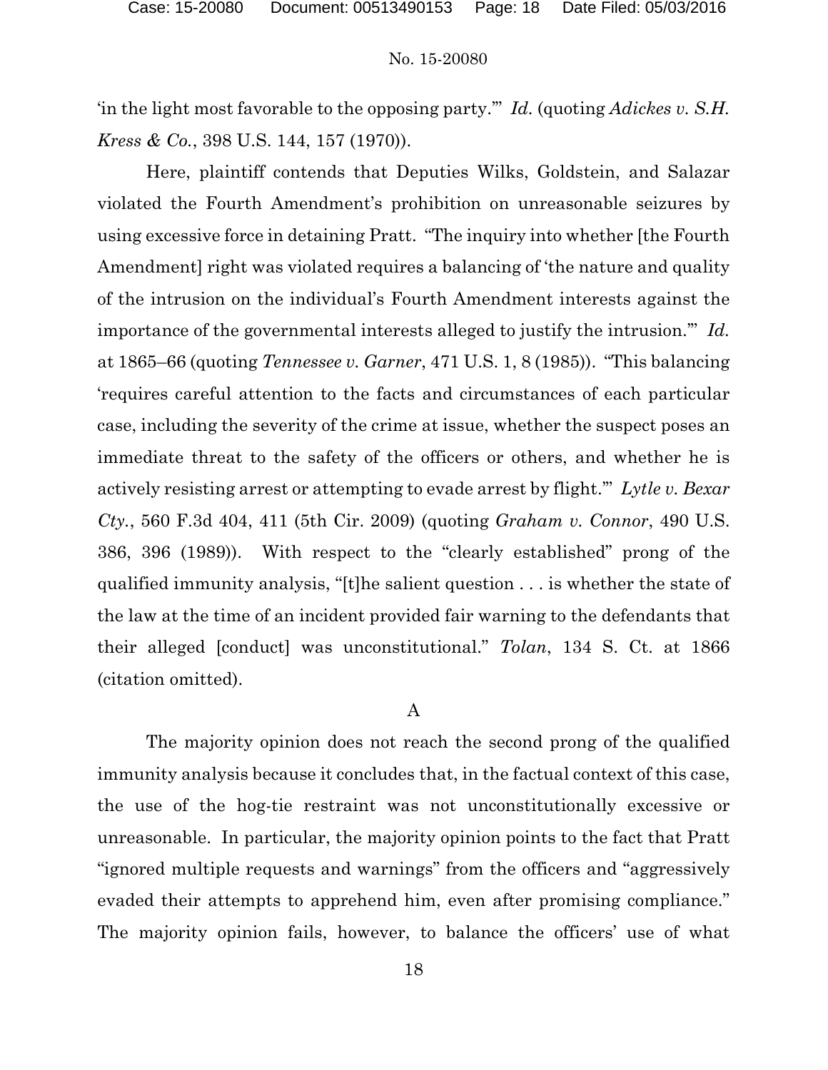'in the light most favorable to the opposing party.'" *Id.* (quoting *Adickes v. S.H. Kress & Co.*, 398 U.S. 144, 157 (1970)).

Here, plaintiff contends that Deputies Wilks, Goldstein, and Salazar violated the Fourth Amendment's prohibition on unreasonable seizures by using excessive force in detaining Pratt. "The inquiry into whether [the Fourth Amendment] right was violated requires a balancing of 'the nature and quality of the intrusion on the individual's Fourth Amendment interests against the importance of the governmental interests alleged to justify the intrusion.'" *Id.* at 1865–66 (quoting *Tennessee v. Garner*, 471 U.S. 1, 8 (1985)). "This balancing 'requires careful attention to the facts and circumstances of each particular case, including the severity of the crime at issue, whether the suspect poses an immediate threat to the safety of the officers or others, and whether he is actively resisting arrest or attempting to evade arrest by flight.'" *Lytle v. Bexar Cty.*, 560 F.3d 404, 411 (5th Cir. 2009) (quoting *Graham v. Connor*, 490 U.S. 386, 396 (1989)). With respect to the "clearly established" prong of the qualified immunity analysis, "[t]he salient question . . . is whether the state of the law at the time of an incident provided fair warning to the defendants that their alleged [conduct] was unconstitutional." *Tolan*, 134 S. Ct. at 1866 (citation omitted).

### A

The majority opinion does not reach the second prong of the qualified immunity analysis because it concludes that, in the factual context of this case, the use of the hog-tie restraint was not unconstitutionally excessive or unreasonable. In particular, the majority opinion points to the fact that Pratt "ignored multiple requests and warnings" from the officers and "aggressively evaded their attempts to apprehend him, even after promising compliance." The majority opinion fails, however, to balance the officers' use of what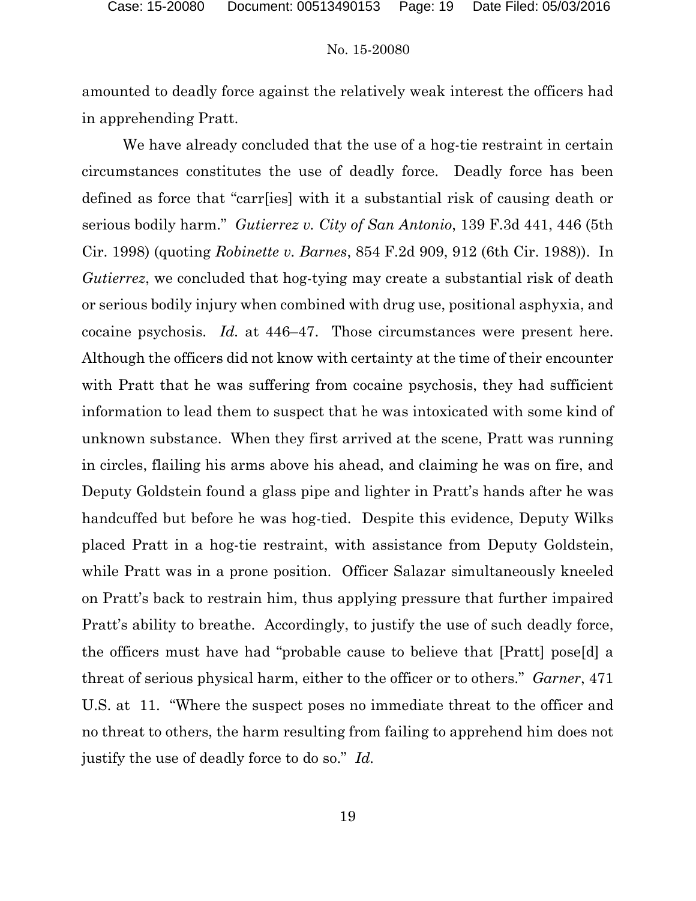amounted to deadly force against the relatively weak interest the officers had in apprehending Pratt.

We have already concluded that the use of a hog-tie restraint in certain circumstances constitutes the use of deadly force. Deadly force has been defined as force that "carr[ies] with it a substantial risk of causing death or serious bodily harm." *Gutierrez v. City of San Antonio*, 139 F.3d 441, 446 (5th Cir. 1998) (quoting *Robinette v. Barnes*, 854 F.2d 909, 912 (6th Cir. 1988)). In *Gutierrez*, we concluded that hog-tying may create a substantial risk of death or serious bodily injury when combined with drug use, positional asphyxia, and cocaine psychosis. *Id.* at 446–47. Those circumstances were present here. Although the officers did not know with certainty at the time of their encounter with Pratt that he was suffering from cocaine psychosis, they had sufficient information to lead them to suspect that he was intoxicated with some kind of unknown substance. When they first arrived at the scene, Pratt was running in circles, flailing his arms above his ahead, and claiming he was on fire, and Deputy Goldstein found a glass pipe and lighter in Pratt's hands after he was handcuffed but before he was hog-tied. Despite this evidence, Deputy Wilks placed Pratt in a hog-tie restraint, with assistance from Deputy Goldstein, while Pratt was in a prone position. Officer Salazar simultaneously kneeled on Pratt's back to restrain him, thus applying pressure that further impaired Pratt's ability to breathe. Accordingly, to justify the use of such deadly force, the officers must have had "probable cause to believe that [Pratt] pose[d] a threat of serious physical harm, either to the officer or to others." *Garner*, 471 U.S. at 11. "Where the suspect poses no immediate threat to the officer and no threat to others, the harm resulting from failing to apprehend him does not justify the use of deadly force to do so." *Id.*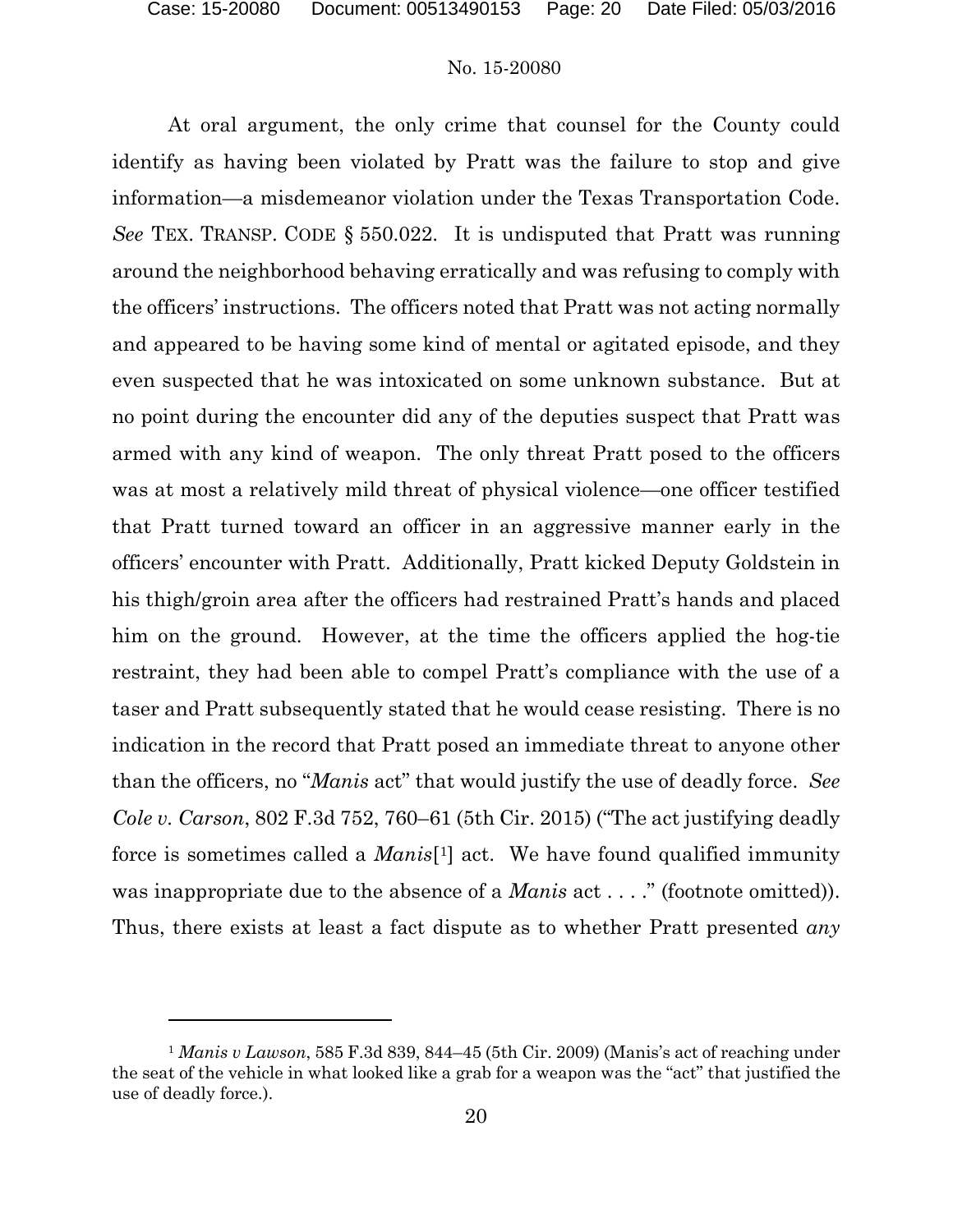At oral argument, the only crime that counsel for the County could identify as having been violated by Pratt was the failure to stop and give information—a misdemeanor violation under the Texas Transportation Code. *See* TEX. TRANSP. CODE § 550.022. It is undisputed that Pratt was running around the neighborhood behaving erratically and was refusing to comply with the officers' instructions. The officers noted that Pratt was not acting normally and appeared to be having some kind of mental or agitated episode, and they even suspected that he was intoxicated on some unknown substance. But at no point during the encounter did any of the deputies suspect that Pratt was armed with any kind of weapon. The only threat Pratt posed to the officers was at most a relatively mild threat of physical violence—one officer testified that Pratt turned toward an officer in an aggressive manner early in the officers' encounter with Pratt. Additionally, Pratt kicked Deputy Goldstein in his thigh/groin area after the officers had restrained Pratt's hands and placed him on the ground. However, at the time the officers applied the hog-tie restraint, they had been able to compel Pratt's compliance with the use of a taser and Pratt subsequently stated that he would cease resisting. There is no indication in the record that Pratt posed an immediate threat to anyone other than the officers, no "*Manis* act" that would justify the use of deadly force. *See Cole v. Carson*, 802 F.3d 752, 760–61 (5th Cir. 2015) ("The act justifying deadly force is sometimes called a *Manis*[1] act. We have found qualified immunity was inappropriate due to the absence of a *Manis* act . . . ." (footnote omitted)). Thus, there exists at least a fact dispute as to whether Pratt presented *any*

---

[1] *Manis v Lawson*, 585 F.3d 839, 844–45 (5th Cir. 2009) (Manis's act of reaching under the seat of the vehicle in what looked like a grab for a weapon was the "act" that justified the use of deadly force.).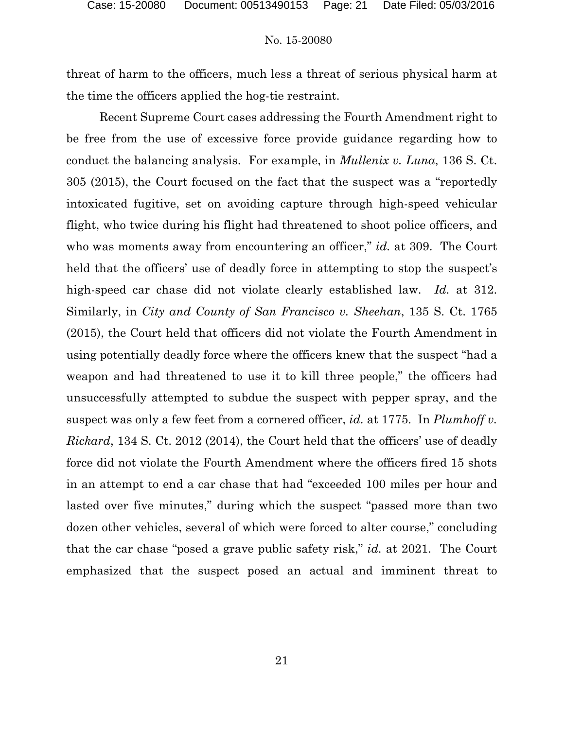threat of harm to the officers, much less a threat of serious physical harm at the time the officers applied the hog-tie restraint.

Recent Supreme Court cases addressing the Fourth Amendment right to be free from the use of excessive force provide guidance regarding how to conduct the balancing analysis. For example, in *Mullenix v. Luna*, 136 S. Ct. 305 (2015), the Court focused on the fact that the suspect was a "reportedly intoxicated fugitive, set on avoiding capture through high-speed vehicular flight, who twice during his flight had threatened to shoot police officers, and who was moments away from encountering an officer," *id.* at 309. The Court held that the officers' use of deadly force in attempting to stop the suspect's high-speed car chase did not violate clearly established law. *Id.* at 312. Similarly, in *City and County of San Francisco v. Sheehan*, 135 S. Ct. 1765 (2015), the Court held that officers did not violate the Fourth Amendment in using potentially deadly force where the officers knew that the suspect "had a weapon and had threatened to use it to kill three people," the officers had unsuccessfully attempted to subdue the suspect with pepper spray, and the suspect was only a few feet from a cornered officer, *id.* at 1775. In *Plumhoff v. Rickard*, 134 S. Ct. 2012 (2014), the Court held that the officers' use of deadly force did not violate the Fourth Amendment where the officers fired 15 shots in an attempt to end a car chase that had "exceeded 100 miles per hour and lasted over five minutes," during which the suspect "passed more than two dozen other vehicles, several of which were forced to alter course," concluding that the car chase "posed a grave public safety risk," *id.* at 2021. The Court emphasized that the suspect posed an actual and imminent threat to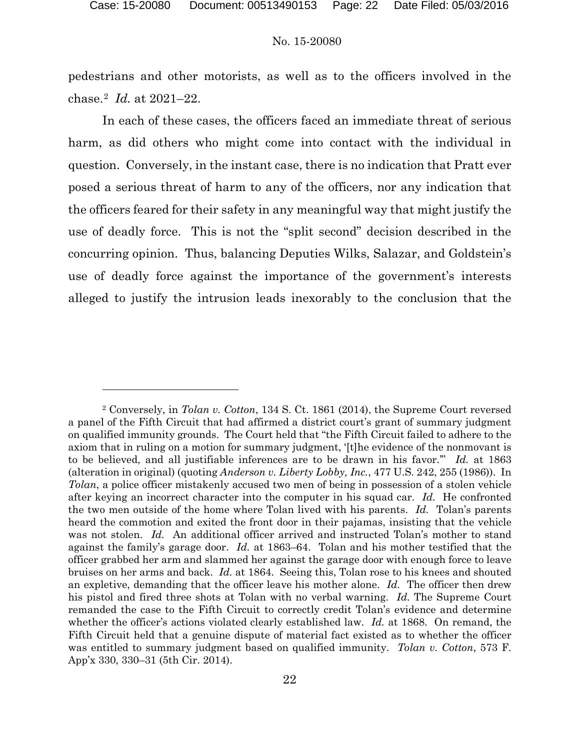pedestrians and other motorists, as well as to the officers involved in the chase.[2] *Id.* at 2021–22.

In each of these cases, the officers faced an immediate threat of serious harm, as did others who might come into contact with the individual in question. Conversely, in the instant case, there is no indication that Pratt ever posed a serious threat of harm to any of the officers, nor any indication that the officers feared for their safety in any meaningful way that might justify the use of deadly force. This is not the "split second" decision described in the concurring opinion. Thus, balancing Deputies Wilks, Salazar, and Goldstein's use of deadly force against the importance of the government's interests alleged to justify the intrusion leads inexorably to the conclusion that the

---

[2] Conversely, in *Tolan v. Cotton*, 134 S. Ct. 1861 (2014), the Supreme Court reversed a panel of the Fifth Circuit that had affirmed a district court's grant of summary judgment on qualified immunity grounds. The Court held that "the Fifth Circuit failed to adhere to the axiom that in ruling on a motion for summary judgment, '[t]he evidence of the nonmovant is to be believed, and all justifiable inferences are to be drawn in his favor.'" *Id.* at 1863 (alteration in original) (quoting *Anderson v. Liberty Lobby, Inc.*, 477 U.S. 242, 255 (1986)). In *Tolan*, a police officer mistakenly accused two men of being in possession of a stolen vehicle after keying an incorrect character into the computer in his squad car. *Id.* He confronted the two men outside of the home where Tolan lived with his parents. *Id.* Tolan's parents heard the commotion and exited the front door in their pajamas, insisting that the vehicle was not stolen. *Id.* An additional officer arrived and instructed Tolan's mother to stand against the family's garage door. *Id.* at 1863–64. Tolan and his mother testified that the officer grabbed her arm and slammed her against the garage door with enough force to leave bruises on her arms and back. *Id.* at 1864. Seeing this, Tolan rose to his knees and shouted an expletive, demanding that the officer leave his mother alone. *Id.* The officer then drew his pistol and fired three shots at Tolan with no verbal warning. *Id.* The Supreme Court remanded the case to the Fifth Circuit to correctly credit Tolan's evidence and determine whether the officer's actions violated clearly established law. *Id.* at 1868. On remand, the Fifth Circuit held that a genuine dispute of material fact existed as to whether the officer was entitled to summary judgment based on qualified immunity. *Tolan v. Cotton*, 573 F. App'x 330, 330–31 (5th Cir. 2014).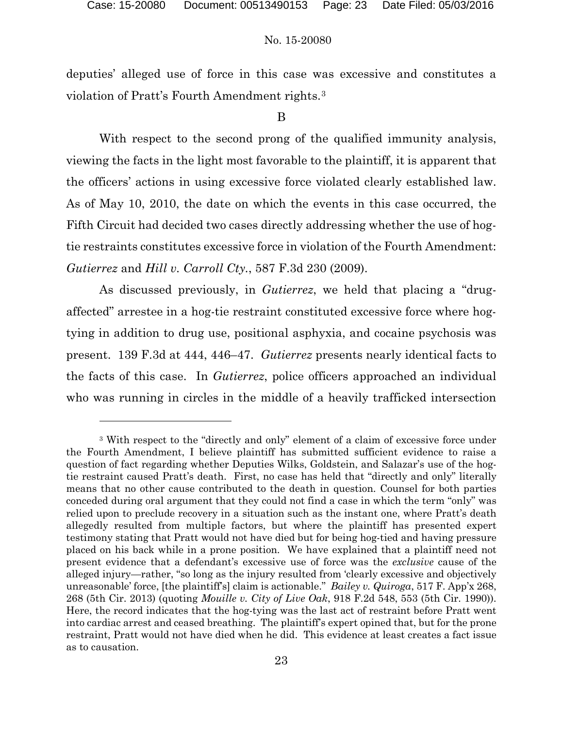deputies' alleged use of force in this case was excessive and constitutes a violation of Pratt's Fourth Amendment rights.[3]

B

With respect to the second prong of the qualified immunity analysis, viewing the facts in the light most favorable to the plaintiff, it is apparent that the officers' actions in using excessive force violated clearly established law. As of May 10, 2010, the date on which the events in this case occurred, the Fifth Circuit had decided two cases directly addressing whether the use of hog-tie restraints constitutes excessive force in violation of the Fourth Amendment: *Gutierrez* and *Hill v. Carroll Cty.*, 587 F.3d 230 (2009).

As discussed previously, in *Gutierrez*, we held that placing a "drug-affected" arrestee in a hog-tie restraint constituted excessive force where hog-tying in addition to drug use, positional asphyxia, and cocaine psychosis was present. 139 F.3d at 444, 446–47. *Gutierrez* presents nearly identical facts to the facts of this case. In *Gutierrez*, police officers approached an individual who was running in circles in the middle of a heavily trafficked intersection

---

[3] With respect to the "directly and only" element of a claim of excessive force under the Fourth Amendment, I believe plaintiff has submitted sufficient evidence to raise a question of fact regarding whether Deputies Wilks, Goldstein, and Salazar's use of the hog-tie restraint caused Pratt's death. First, no case has held that "directly and only" literally means that no other cause contributed to the death in question. Counsel for both parties conceded during oral argument that they could not find a case in which the term "only" was relied upon to preclude recovery in a situation such as the instant one, where Pratt's death allegedly resulted from multiple factors, but where the plaintiff has presented expert testimony stating that Pratt would not have died but for being hog-tied and having pressure placed on his back while in a prone position. We have explained that a plaintiff need not present evidence that a defendant's excessive use of force was the *exclusive* cause of the alleged injury—rather, "so long as the injury resulted from 'clearly excessive and objectively unreasonable' force, [the plaintiff's] claim is actionable." *Bailey v. Quiroga*, 517 F. App'x 268, 268 (5th Cir. 2013) (quoting *Mouille v. City of Live Oak*, 918 F.2d 548, 553 (5th Cir. 1990)). Here, the record indicates that the hog-tying was the last act of restraint before Pratt went into cardiac arrest and ceased breathing. The plaintiff's expert opined that, but for the prone restraint, Pratt would not have died when he did. This evidence at least creates a fact issue as to causation.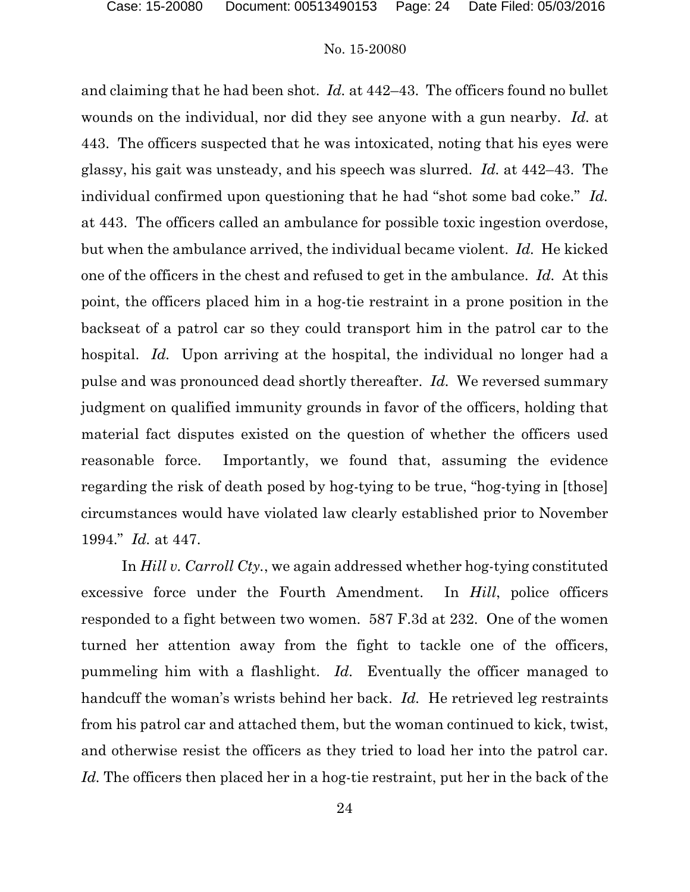and claiming that he had been shot. *Id.* at 442–43. The officers found no bullet wounds on the individual, nor did they see anyone with a gun nearby. *Id.* at 443. The officers suspected that he was intoxicated, noting that his eyes were glassy, his gait was unsteady, and his speech was slurred. *Id.* at 442–43. The individual confirmed upon questioning that he had "shot some bad coke." *Id.* at 443. The officers called an ambulance for possible toxic ingestion overdose, but when the ambulance arrived, the individual became violent. *Id.* He kicked one of the officers in the chest and refused to get in the ambulance. *Id.* At this point, the officers placed him in a hog-tie restraint in a prone position in the backseat of a patrol car so they could transport him in the patrol car to the hospital. *Id.* Upon arriving at the hospital, the individual no longer had a pulse and was pronounced dead shortly thereafter. *Id.* We reversed summary judgment on qualified immunity grounds in favor of the officers, holding that material fact disputes existed on the question of whether the officers used reasonable force. Importantly, we found that, assuming the evidence regarding the risk of death posed by hog-tying to be true, "hog-tying in [those] circumstances would have violated law clearly established prior to November 1994." *Id.* at 447.

In *Hill v. Carroll Cty.*, we again addressed whether hog-tying constituted excessive force under the Fourth Amendment. In *Hill*, police officers responded to a fight between two women. 587 F.3d at 232. One of the women turned her attention away from the fight to tackle one of the officers, pummeling him with a flashlight. *Id.* Eventually the officer managed to handcuff the woman's wrists behind her back. *Id.* He retrieved leg restraints from his patrol car and attached them, but the woman continued to kick, twist, and otherwise resist the officers as they tried to load her into the patrol car. *Id.* The officers then placed her in a hog-tie restraint, put her in the back of the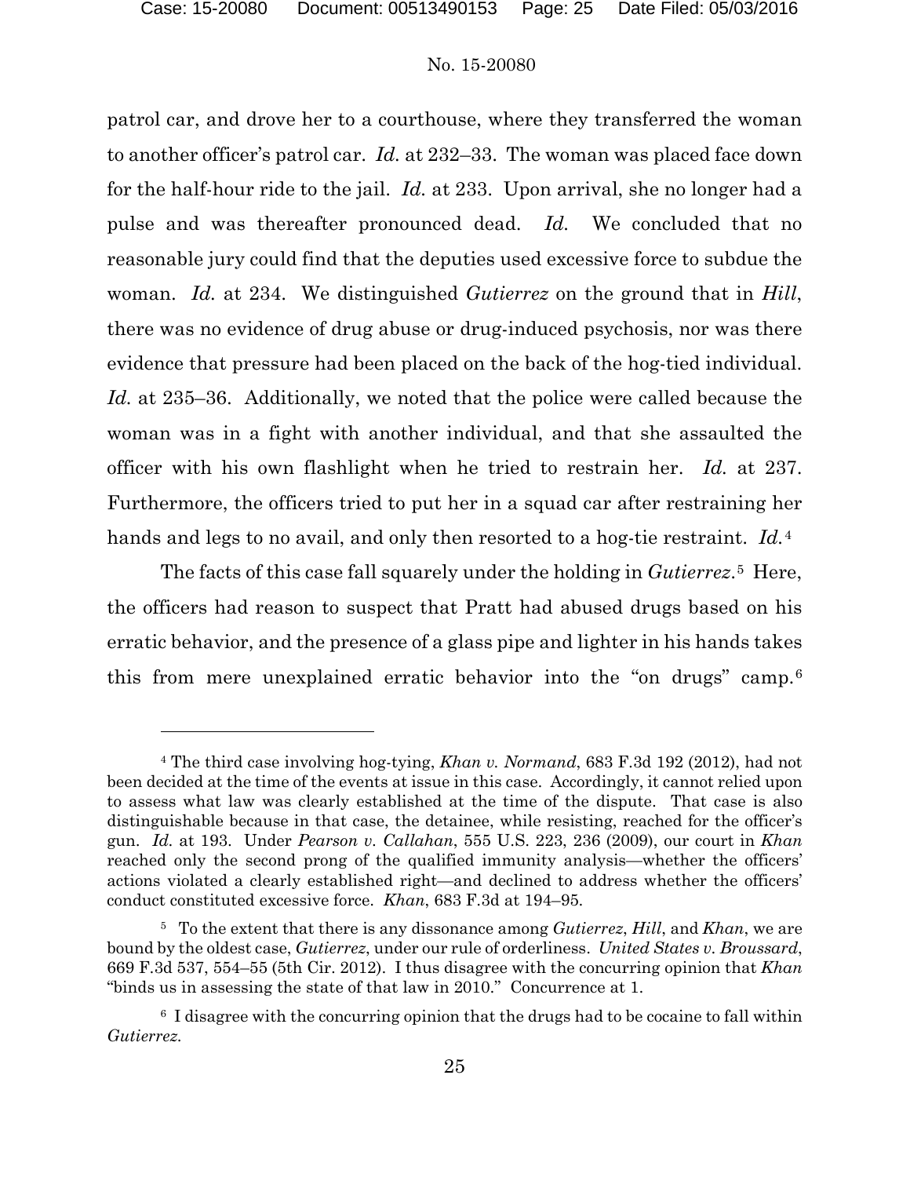patrol car, and drove her to a courthouse, where they transferred the woman to another officer's patrol car. *Id.* at 232–33. The woman was placed face down for the half-hour ride to the jail. *Id.* at 233. Upon arrival, she no longer had a pulse and was thereafter pronounced dead. *Id.* We concluded that no reasonable jury could find that the deputies used excessive force to subdue the woman. *Id.* at 234. We distinguished *Gutierrez* on the ground that in *Hill*, there was no evidence of drug abuse or drug-induced psychosis, nor was there evidence that pressure had been placed on the back of the hog-tied individual. *Id.* at 235–36. Additionally, we noted that the police were called because the woman was in a fight with another individual, and that she assaulted the officer with his own flashlight when he tried to restrain her. *Id.* at 237. Furthermore, the officers tried to put her in a squad car after restraining her hands and legs to no avail, and only then resorted to a hog-tie restraint. *Id.*[4]

The facts of this case fall squarely under the holding in *Gutierrez*.[5] Here, the officers had reason to suspect that Pratt had abused drugs based on his erratic behavior, and the presence of a glass pipe and lighter in his hands takes this from mere unexplained erratic behavior into the "on drugs" camp.[6]

---

[4] The third case involving hog-tying, *Khan v. Normand*, 683 F.3d 192 (2012), had not been decided at the time of the events at issue in this case. Accordingly, it cannot relied upon to assess what law was clearly established at the time of the dispute. That case is also distinguishable because in that case, the detainee, while resisting, reached for the officer's gun. *Id.* at 193. Under *Pearson v. Callahan*, 555 U.S. 223, 236 (2009), our court in *Khan* reached only the second prong of the qualified immunity analysis—whether the officers' actions violated a clearly established right—and declined to address whether the officers' conduct constituted excessive force. *Khan*, 683 F.3d at 194–95.

[5] To the extent that there is any dissonance among *Gutierrez*, *Hill*, and *Khan*, we are bound by the oldest case, *Gutierrez*, under our rule of orderliness. *United States v. Broussard*, 669 F.3d 537, 554–55 (5th Cir. 2012). I thus disagree with the concurring opinion that *Khan* "binds us in assessing the state of that law in 2010." Concurrence at 1.

[6] I disagree with the concurring opinion that the drugs had to be cocaine to fall within *Gutierrez*.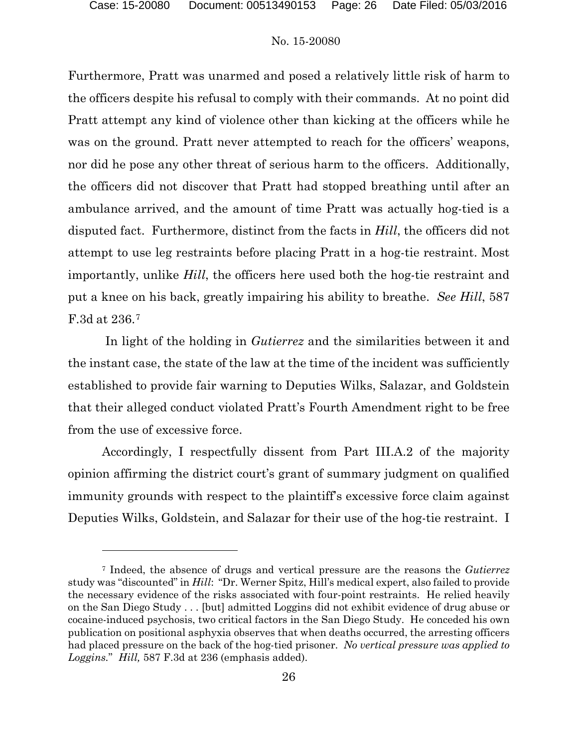Furthermore, Pratt was unarmed and posed a relatively little risk of harm to the officers despite his refusal to comply with their commands. At no point did Pratt attempt any kind of violence other than kicking at the officers while he was on the ground. Pratt never attempted to reach for the officers' weapons, nor did he pose any other threat of serious harm to the officers. Additionally, the officers did not discover that Pratt had stopped breathing until after an ambulance arrived, and the amount of time Pratt was actually hog-tied is a disputed fact. Furthermore, distinct from the facts in *Hill*, the officers did not attempt to use leg restraints before placing Pratt in a hog-tie restraint. Most importantly, unlike *Hill*, the officers here used both the hog-tie restraint and put a knee on his back, greatly impairing his ability to breathe. *See Hill*, 587 F.3d at 236.[7]

In light of the holding in *Gutierrez* and the similarities between it and the instant case, the state of the law at the time of the incident was sufficiently established to provide fair warning to Deputies Wilks, Salazar, and Goldstein that their alleged conduct violated Pratt's Fourth Amendment right to be free from the use of excessive force.

Accordingly, I respectfully dissent from Part III.A.2 of the majority opinion affirming the district court's grant of summary judgment on qualified immunity grounds with respect to the plaintiff's excessive force claim against Deputies Wilks, Goldstein, and Salazar for their use of the hog-tie restraint. I

---

[7] Indeed, the absence of drugs and vertical pressure are the reasons the *Gutierrez* study was "discounted" in *Hill*: "Dr. Werner Spitz, Hill's medical expert, also failed to provide the necessary evidence of the risks associated with four-point restraints. He relied heavily on the San Diego Study . . . [but] admitted Loggins did not exhibit evidence of drug abuse or cocaine-induced psychosis, two critical factors in the San Diego Study. He conceded his own publication on positional asphyxia observes that when deaths occurred, the arresting officers had placed pressure on the back of the hog-tied prisoner. *No vertical pressure was applied to Loggins*." *Hill,* 587 F.3d at 236 (emphasis added).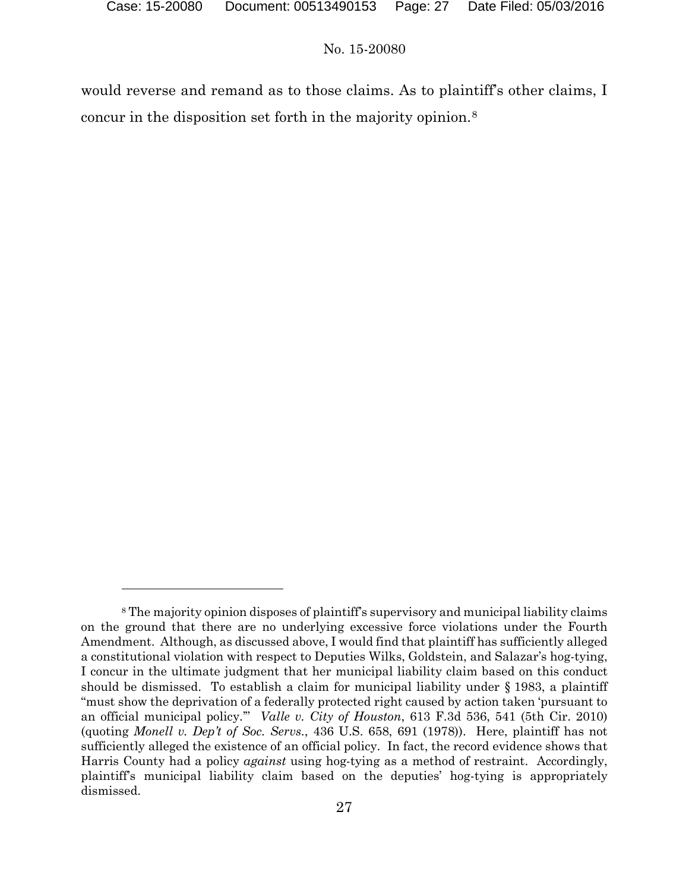would reverse and remand as to those claims. As to plaintiff's other claims, I concur in the disposition set forth in the majority opinion.[8]

---

[8] The majority opinion disposes of plaintiff's supervisory and municipal liability claims on the ground that there are no underlying excessive force violations under the Fourth Amendment. Although, as discussed above, I would find that plaintiff has sufficiently alleged a constitutional violation with respect to Deputies Wilks, Goldstein, and Salazar's hog-tying, I concur in the ultimate judgment that her municipal liability claim based on this conduct should be dismissed. To establish a claim for municipal liability under § 1983, a plaintiff "must show the deprivation of a federally protected right caused by action taken 'pursuant to an official municipal policy.'" *Valle v. City of Houston*, 613 F.3d 536, 541 (5th Cir. 2010) (quoting *Monell v. Dep't of Soc. Servs.*, 436 U.S. 658, 691 (1978)). Here, plaintiff has not sufficiently alleged the existence of an official policy. In fact, the record evidence shows that Harris County had a policy *against* using hog-tying as a method of restraint. Accordingly, plaintiff's municipal liability claim based on the deputies' hog-tying is appropriately dismissed.